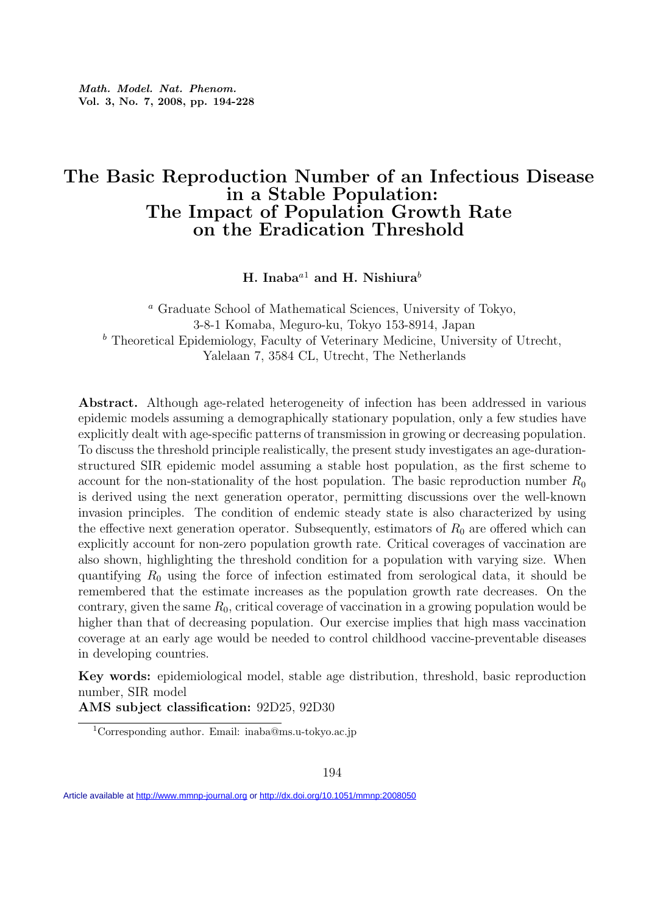# The Basic Reproduction Number of an Infectious Disease in a Stable Population: The Impact of Population Growth Rate on the Eradication Threshold

**H. Inaba[a1] and H. Nishiura[b]**

[a] Graduate School of Mathematical Sciences, University of Tokyo, 3-8-1 Komaba, Meguro-ku, Tokyo 153-8914, Japan

[b] Theoretical Epidemiology, Faculty of Veterinary Medicine, University of Utrecht, Yalelaan 7, 3584 CL, Utrecht, The Netherlands

**Abstract.** Although age-related heterogeneity of infection has been addressed in various epidemic models assuming a demographically stationary population, only a few studies have explicitly dealt with age-specific patterns of transmission in growing or decreasing population. To discuss the threshold principle realistically, the present study investigates an age-duration-structured SIR epidemic model assuming a stable host population, as the first scheme to account for the non-stationality of the host population. The basic reproduction number $R_0$ is derived using the next generation operator, permitting discussions over the well-known invasion principles. The condition of endemic steady state is also characterized by using the effective next generation operator. Subsequently, estimators of $R_0$ are offered which can explicitly account for non-zero population growth rate. Critical coverages of vaccination are also shown, highlighting the threshold condition for a population with varying size. When quantifying $R_0$ using the force of infection estimated from serological data, it should be remembered that the estimate increases as the population growth rate decreases. On the contrary, given the same $R_0$, critical coverage of vaccination in a growing population would be higher than that of decreasing population. Our exercise implies that high mass vaccination coverage at an early age would be needed to control childhood vaccine-preventable diseases in developing countries.

**Key words:** epidemiological model, stable age distribution, threshold, basic reproduction number, SIR model

**AMS subject classification:** 92D25, 92D30

[1] Corresponding author. Email: inaba@ms.u-tokyo.ac.jp

Article available at http://www.mmnp-journal.org or http://dx.doi.org/10.1051/mmnp:2008050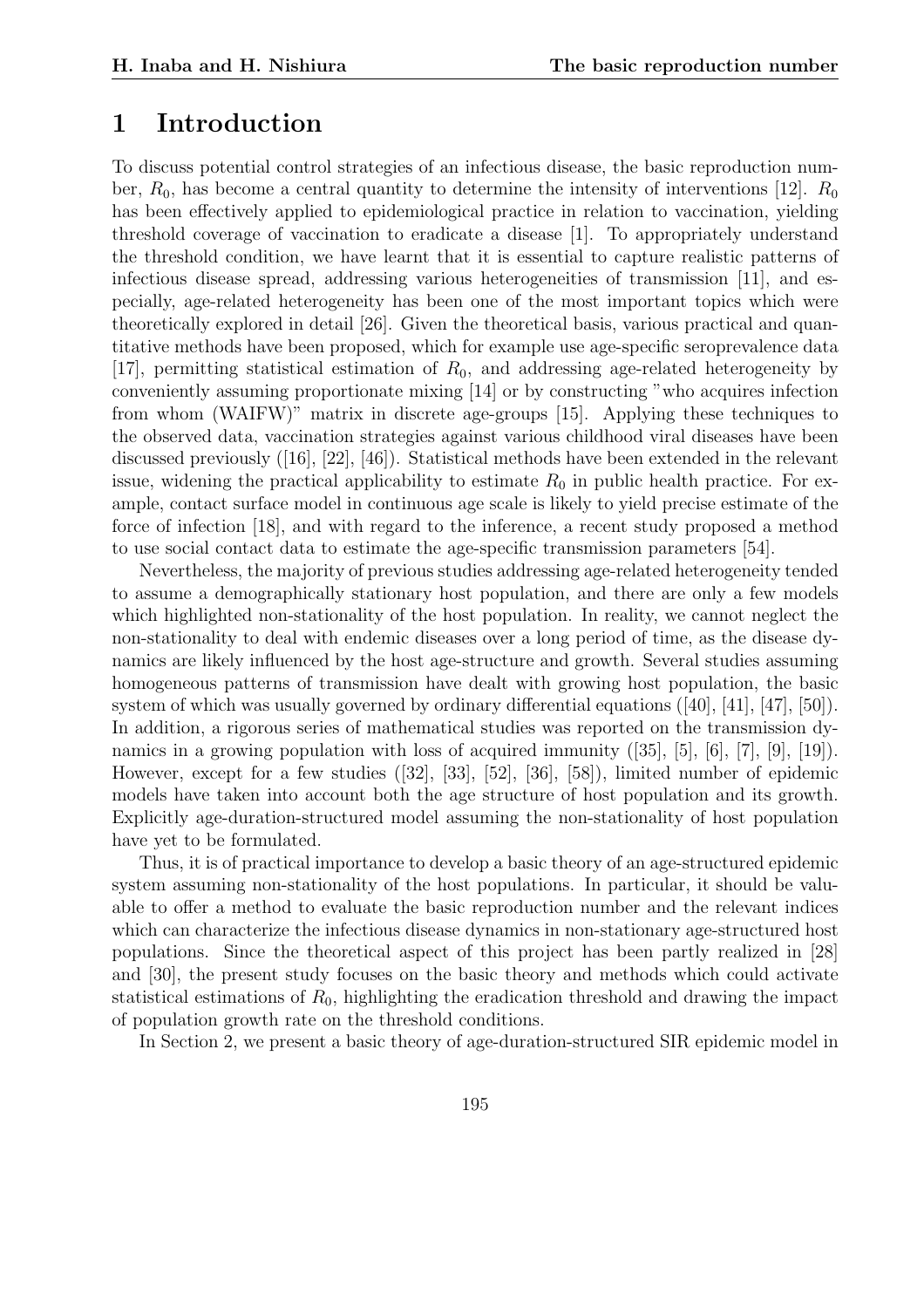# 1 Introduction

To discuss potential control strategies of an infectious disease, the basic reproduction number, $R_0$, has become a central quantity to determine the intensity of interventions [12]. $R_0$ has been effectively applied to epidemiological practice in relation to vaccination, yielding threshold coverage of vaccination to eradicate a disease [1]. To appropriately understand the threshold condition, we have learnt that it is essential to capture realistic patterns of infectious disease spread, addressing various heterogeneities of transmission [11], and especially, age-related heterogeneity has been one of the most important topics which were theoretically explored in detail [26]. Given the theoretical basis, various practical and quantitative methods have been proposed, which for example use age-specific seroprevalence data [17], permitting statistical estimation of $R_0$, and addressing age-related heterogeneity by conveniently assuming proportionate mixing [14] or by constructing "who acquires infection from whom (WAIFW)" matrix in discrete age-groups [15]. Applying these techniques to the observed data, vaccination strategies against various childhood viral diseases have been discussed previously ([16], [22], [46]). Statistical methods have been extended in the relevant issue, widening the practical applicability to estimate $R_0$ in public health practice. For example, contact surface model in continuous age scale is likely to yield precise estimate of the force of infection [18], and with regard to the inference, a recent study proposed a method to use social contact data to estimate the age-specific transmission parameters [54].

Nevertheless, the majority of previous studies addressing age-related heterogeneity tended to assume a demographically stationary host population, and there are only a few models which highlighted non-stationality of the host population. In reality, we cannot neglect the non-stationality to deal with endemic diseases over a long period of time, as the disease dynamics are likely influenced by the host age-structure and growth. Several studies assuming homogeneous patterns of transmission have dealt with growing host population, the basic system of which was usually governed by ordinary differential equations ([40], [41], [47], [50]). In addition, a rigorous series of mathematical studies was reported on the transmission dynamics in a growing population with loss of acquired immunity ([35], [5], [6], [7], [9], [19]). However, except for a few studies ([32], [33], [52], [36], [58]), limited number of epidemic models have taken into account both the age structure of host population and its growth. Explicitly age-duration-structured model assuming the non-stationality of host population have yet to be formulated.

Thus, it is of practical importance to develop a basic theory of an age-structured epidemic system assuming non-stationality of the host populations. In particular, it should be valuable to offer a method to evaluate the basic reproduction number and the relevant indices which can characterize the infectious disease dynamics in non-stationary age-structured host populations. Since the theoretical aspect of this project has been partly realized in [28] and [30], the present study focuses on the basic theory and methods which could activate statistical estimations of $R_0$, highlighting the eradication threshold and drawing the impact of population growth rate on the threshold conditions.

In Section 2, we present a basic theory of age-duration-structured SIR epidemic model in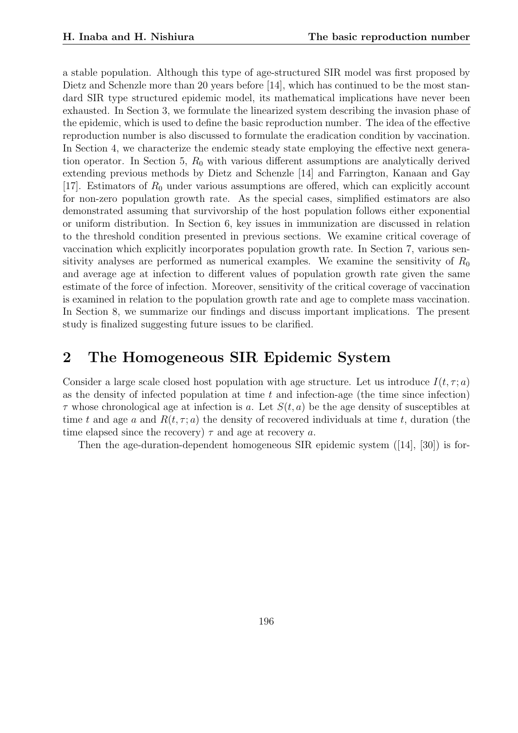a stable population. Although this type of age-structured SIR model was first proposed by Dietz and Schenzle more than 20 years before [14], which has continued to be the most standard SIR type structured epidemic model, its mathematical implications have never been exhausted. In Section 3, we formulate the linearized system describing the invasion phase of the epidemic, which is used to define the basic reproduction number. The idea of the effective reproduction number is also discussed to formulate the eradication condition by vaccination. In Section 4, we characterize the endemic steady state employing the effective next generation operator. In Section 5, $R_0$ with various different assumptions are analytically derived extending previous methods by Dietz and Schenzle [14] and Farrington, Kanaan and Gay [17]. Estimators of $R_0$ under various assumptions are offered, which can explicitly account for non-zero population growth rate. As the special cases, simplified estimators are also demonstrated assuming that survivorship of the host population follows either exponential or uniform distribution. In Section 6, key issues in immunization are discussed in relation to the threshold condition presented in previous sections. We examine critical coverage of vaccination which explicitly incorporates population growth rate. In Section 7, various sensitivity analyses are performed as numerical examples. We examine the sensitivity of $R_0$ and average age at infection to different values of population growth rate given the same estimate of the force of infection. Moreover, sensitivity of the critical coverage of vaccination is examined in relation to the population growth rate and age to complete mass vaccination. In Section 8, we summarize our findings and discuss important implications. The present study is finalized suggesting future issues to be clarified.

## 2 The Homogeneous SIR Epidemic System

Consider a large scale closed host population with age structure. Let us introduce $I(t, \tau; a)$ as the density of infected population at time $t$ and infection-age (the time since infection) $\tau$ whose chronological age at infection is $a$. Let $S(t, a)$ be the age density of susceptibles at time $t$ and age $a$ and $R(t, \tau; a)$ the density of recovered individuals at time $t$, duration (the time elapsed since the recovery) $\tau$ and age at recovery $a$.

Then the age-duration-dependent homogeneous SIR epidemic system ([14], [30]) is for-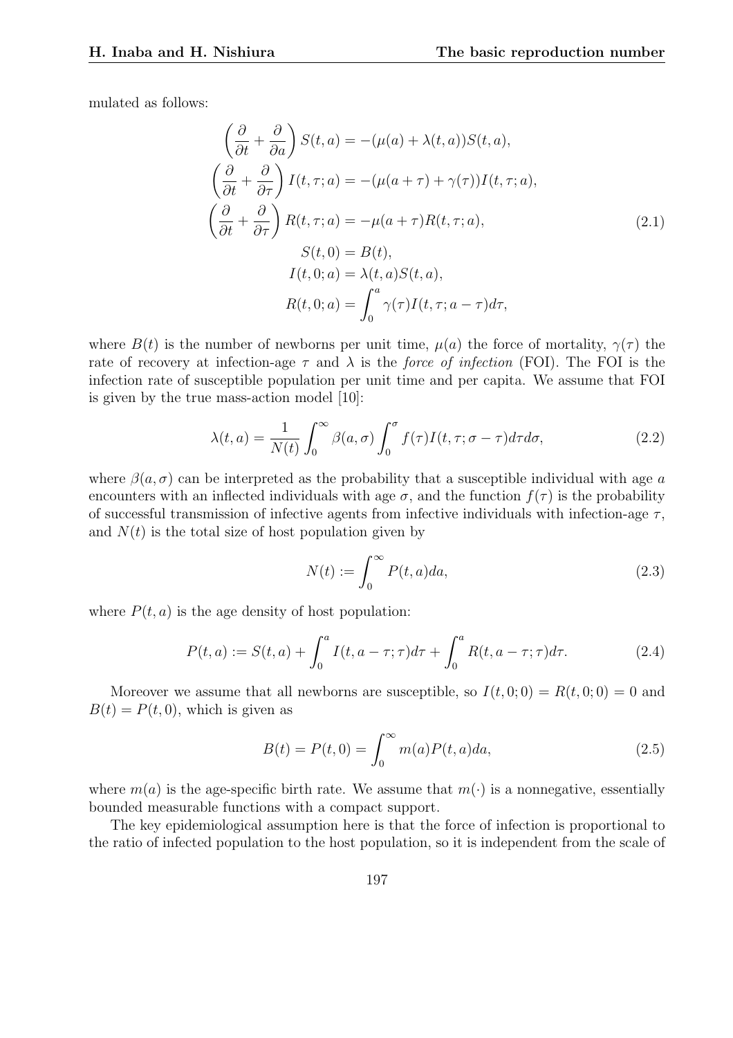mulated as follows:

$$
\begin{aligned}
\left(\frac{\partial}{\partial t}+\frac{\partial}{\partial a}\right) S(t,a) &= -(\mu(a)+\lambda(t,a))S(t,a),\\
\left(\frac{\partial}{\partial t}+\frac{\partial}{\partial \tau}\right) I(t,\tau;a) &= -(\mu(a+\tau)+\gamma(\tau))I(t,\tau;a),\\
\left(\frac{\partial}{\partial t}+\frac{\partial}{\partial \tau}\right) R(t,\tau;a) &= -\mu(a+\tau)R(t,\tau;a),\\
S(t,0) &= B(t),\\
I(t,0;a) &= \lambda(t,a)S(t,a),\\
R(t,0;a) &= \int_0^a \gamma(\tau)I(t,\tau;a-\tau)d\tau,
\end{aligned}
\tag{2.1}
$$

where $B(t)$ is the number of newborns per unit time, $\mu(a)$ the force of mortality, $\gamma(\tau)$ the rate of recovery at infection-age $\tau$ and $\lambda$ is the *force of infection* (FOI). The FOI is the infection rate of susceptible population per unit time and per capita. We assume that FOI is given by the true mass-action model [10]:

$$
\lambda(t,a) = \frac{1}{N(t)}\int_0^\infty \beta(a,\sigma)\int_0^\sigma f(\tau)I(t,\tau;\sigma-\tau)d\tau d\sigma, \tag{2.2}
$$

where $\beta(a,\sigma)$ can be interpreted as the probability that a susceptible individual with age $a$ encounters with an inflected individuals with age $\sigma$, and the function $f(\tau)$ is the probability of successful transmission of infective agents from infective individuals with infection-age $\tau$, and $N(t)$ is the total size of host population given by

$$
N(t) := \int_0^\infty P(t,a)da, \tag{2.3}
$$

where $P(t,a)$ is the age density of host population:

$$
P(t,a) := S(t,a) + \int_0^a I(t,a-\tau;\tau)d\tau + \int_0^a R(t,a-\tau;\tau)d\tau. \tag{2.4}
$$

Moreover we assume that all newborns are susceptible, so $I(t,0;0) = R(t,0;0) = 0$ and $B(t) = P(t,0)$, which is given as

$$
B(t) = P(t,0) = \int_0^\infty m(a)P(t,a)da, \tag{2.5}
$$

where $m(a)$ is the age-specific birth rate. We assume that $m(\cdot)$ is a nonnegative, essentially bounded measurable functions with a compact support.

The key epidemiological assumption here is that the force of infection is proportional to the ratio of infected population to the host population, so it is independent from the scale of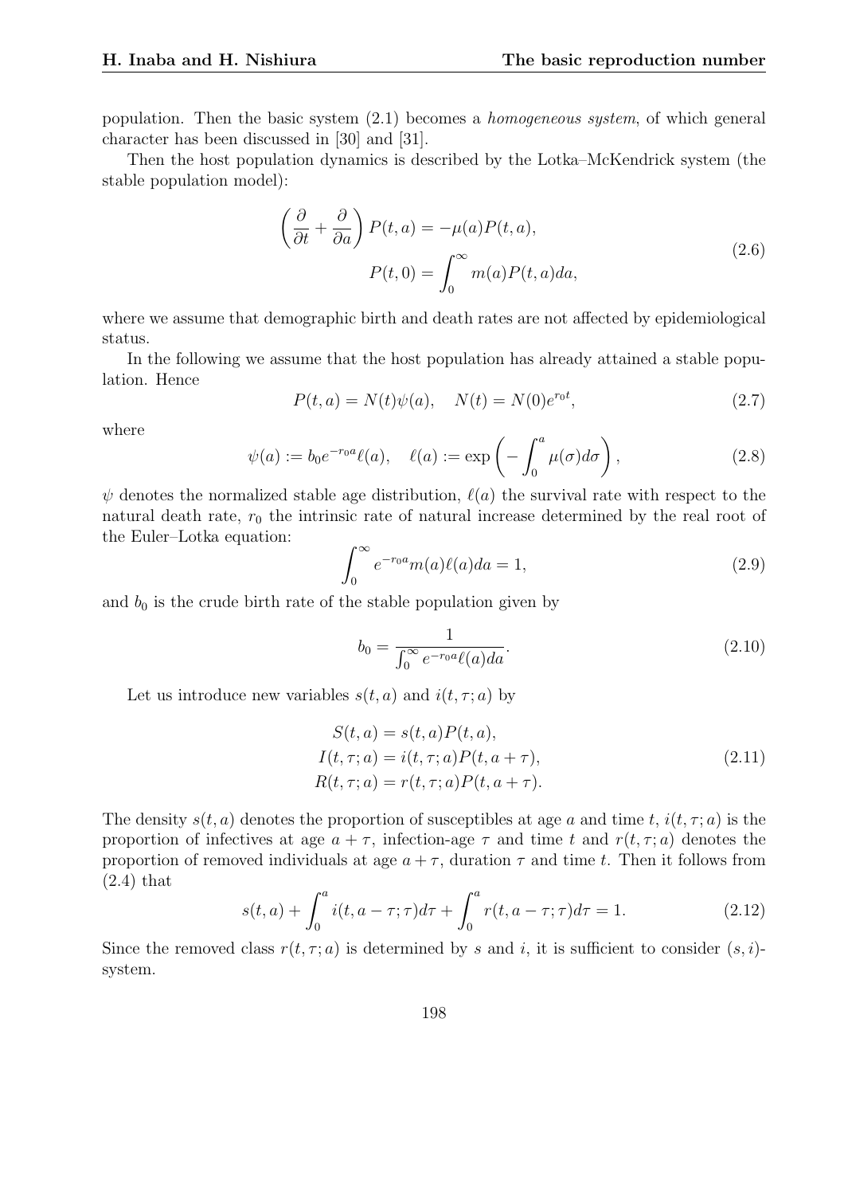population. Then the basic system (2.1) becomes a *homogeneous system*, of which general character has been discussed in [30] and [31].

Then the host population dynamics is described by the Lotka–McKendrick system (the stable population model):

$$
\begin{aligned}
\left(\frac{\partial}{\partial t} + \frac{\partial}{\partial a}\right) P(t,a) &= -\mu(a) P(t,a), \\
P(t,0) &= \int_0^\infty m(a) P(t,a) da,
\end{aligned}
\tag{2.6}
$$

where we assume that demographic birth and death rates are not affected by epidemiological status.

In the following we assume that the host population has already attained a stable population. Hence

$$
P(t,a) = N(t)\psi(a), \quad N(t) = N(0)e^{r_0 t}, \tag{2.7}
$$

where

$$
\psi(a) := b_0 e^{-r_0 a} \ell(a), \quad \ell(a) := \exp\left(-\int_0^a \mu(\sigma) d\sigma\right), \tag{2.8}
$$

$\psi$ denotes the normalized stable age distribution, $\ell(a)$ the survival rate with respect to the natural death rate, $r_0$ the intrinsic rate of natural increase determined by the real root of the Euler–Lotka equation:

$$
\int_0^\infty e^{-r_0 a} m(a) \ell(a) da = 1, \tag{2.9}
$$

and $b_0$ is the crude birth rate of the stable population given by

$$
b_0 = \frac{1}{\int_0^\infty e^{-r_0 a} \ell(a) da}. \tag{2.10}
$$

Let us introduce new variables $s(t,a)$ and $i(t,\tau;a)$ by

$$
\begin{aligned}
S(t,a) &= s(t,a) P(t,a), \\
I(t,\tau;a) &= i(t,\tau;a) P(t,a+\tau), \\
R(t,\tau;a) &= r(t,\tau;a) P(t,a+\tau).
\end{aligned}
\tag{2.11}
$$

The density $s(t,a)$ denotes the proportion of susceptibles at age $a$ and time $t$, $i(t,\tau;a)$ is the proportion of infectives at age $a+\tau$, infection-age $\tau$ and time $t$ and $r(t,\tau;a)$ denotes the proportion of removed individuals at age $a+\tau$, duration $\tau$ and time $t$. Then it follows from (2.4) that

$$
s(t,a) + \int_0^a i(t, a-\tau; \tau) d\tau + \int_0^a r(t, a-\tau; \tau) d\tau = 1. \tag{2.12}
$$

Since the removed class $r(t,\tau;a)$ is determined by $s$ and $i$, it is sufficient to consider $(s,i)$-system.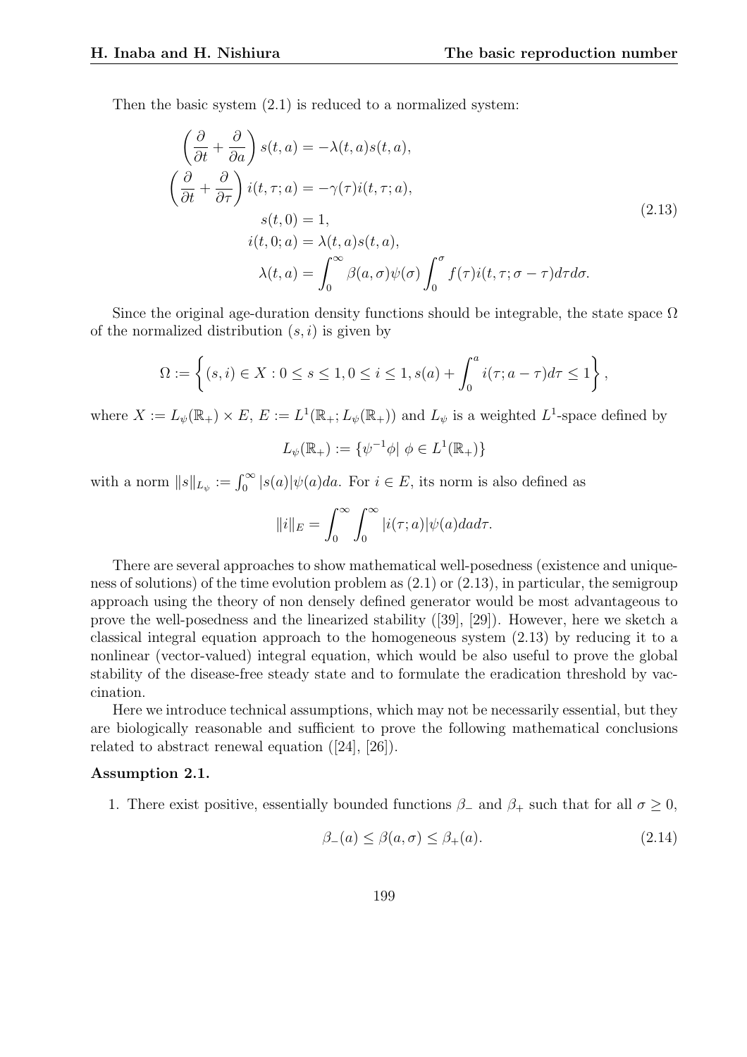Then the basic system (2.1) is reduced to a normalized system:

$$
\begin{aligned}
\left(\frac{\partial}{\partial t}+\frac{\partial}{\partial a}\right) s(t,a) &= -\lambda(t,a)s(t,a),\\
\left(\frac{\partial}{\partial t}+\frac{\partial}{\partial \tau}\right) i(t,\tau;a) &= -\gamma(\tau)i(t,\tau;a),\\
s(t,0) &= 1,\\
i(t,0;a) &= \lambda(t,a)s(t,a),\\
\lambda(t,a) &= \int_0^\infty \beta(a,\sigma)\psi(\sigma)\int_0^\sigma f(\tau)i(t,\tau;\sigma-\tau)d\tau d\sigma.
\end{aligned}
\tag{2.13}
$$

Since the original age-duration density functions should be integrable, the state space $\Omega$ of the normalized distribution $(s,i)$ is given by

$$
\Omega := \left\{ (s,i) \in X : 0 \le s \le 1, 0 \le i \le 1, s(a) + \int_0^a i(\tau; a-\tau)d\tau \le 1 \right\},
$$

where $X := L_\psi(\mathbb{R}_+) \times E$, $E := L^1(\mathbb{R}_+; L_\psi(\mathbb{R}_+))$ and $L_\psi$ is a weighted $L^1$-space defined by

$$
L_\psi(\mathbb{R}_+) := \{\psi^{-1}\phi | \ \phi \in L^1(\mathbb{R}_+)\}
$$

with a norm $\|s\|_{L_\psi} := \int_0^\infty |s(a)|\psi(a)da$. For $i \in E$, its norm is also defined as

$$
\|i\|_E = \int_0^\infty \int_0^\infty |i(\tau;a)|\psi(a)dad\tau.
$$

There are several approaches to show mathematical well-posedness (existence and uniqueness of solutions) of the time evolution problem as (2.1) or (2.13), in particular, the semigroup approach using the theory of non densely defined generator would be most advantageous to prove the well-posedness and the linearized stability ([39], [29]). However, here we sketch a classical integral equation approach to the homogeneous system (2.13) by reducing it to a nonlinear (vector-valued) integral equation, which would be also useful to prove the global stability of the disease-free steady state and to formulate the eradication threshold by vaccination.

Here we introduce technical assumptions, which may not be necessarily essential, but they are biologically reasonable and sufficient to prove the following mathematical conclusions related to abstract renewal equation ([24], [26]).

**Assumption 2.1.**

1. There exist positive, essentially bounded functions $\beta_-$ and $\beta_+$ such that for all $\sigma \ge 0$,

$$
\beta_-(a) \le \beta(a,\sigma) \le \beta_+(a). \tag{2.14}
$$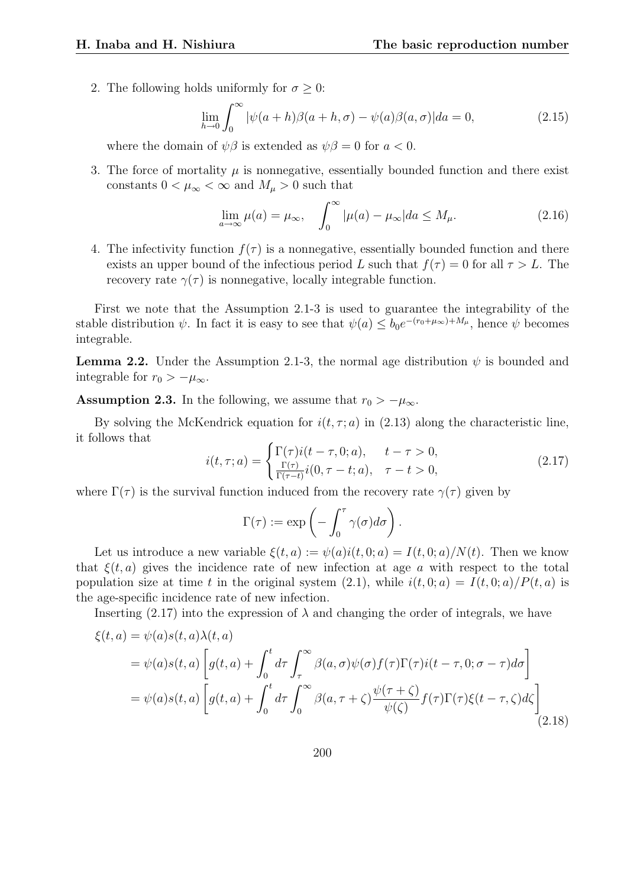2. The following holds uniformly for $\sigma \geq 0$:

$$\lim_{h \to 0} \int_0^\infty |\psi(a+h)\beta(a+h,\sigma) - \psi(a)\beta(a,\sigma)| da = 0, \tag{2.15}$$

   where the domain of $\psi\beta$ is extended as $\psi\beta = 0$ for $a < 0$.

3. The force of mortality $\mu$ is nonnegative, essentially bounded function and there exist constants $0 < \mu_\infty < \infty$ and $M_\mu > 0$ such that

$$\lim_{a \to \infty} \mu(a) = \mu_\infty, \quad \int_0^\infty |\mu(a) - \mu_\infty| da \leq M_\mu. \tag{2.16}$$

4. The infectivity function $f(\tau)$ is a nonnegative, essentially bounded function and there exists an upper bound of the infectious period $L$ such that $f(\tau) = 0$ for all $\tau > L$. The recovery rate $\gamma(\tau)$ is nonnegative, locally integrable function.

First we note that the Assumption 2.1-3 is used to guarantee the integrability of the stable distribution $\psi$. In fact it is easy to see that $\psi(a) \leq b_0 e^{-(r_0+\mu_\infty)+M_\mu}$, hence $\psi$ becomes integrable.

**Lemma 2.2.** Under the Assumption 2.1-3, the normal age distribution $\psi$ is bounded and integrable for $r_0 > -\mu_\infty$.

**Assumption 2.3.** In the following, we assume that $r_0 > -\mu_\infty$.

By solving the McKendrick equation for $i(t, \tau; a)$ in (2.13) along the characteristic line, it follows that

$$i(t, \tau; a) = \begin{cases} \Gamma(\tau) i(t-\tau, 0; a), & t - \tau > 0, \\ \frac{\Gamma(\tau)}{\Gamma(\tau - t)} i(0, \tau - t; a), & \tau - t > 0, \end{cases} \tag{2.17}$$

where $\Gamma(\tau)$ is the survival function induced from the recovery rate $\gamma(\tau)$ given by

$$\Gamma(\tau) := \exp\left(-\int_0^\tau \gamma(\sigma) d\sigma\right).$$

Let us introduce a new variable $\xi(t, a) := \psi(a) i(t, 0; a) = I(t, 0; a)/N(t)$. Then we know that $\xi(t, a)$ gives the incidence rate of new infection at age $a$ with respect to the total population size at time $t$ in the original system (2.1), while $i(t, 0; a) = I(t, 0; a)/P(t, a)$ is the age-specific incidence rate of new infection.

Inserting (2.17) into the expression of $\lambda$ and changing the order of integrals, we have

$$\begin{aligned} \xi(t, a) &= \psi(a) s(t, a) \lambda(t, a) \\ &= \psi(a) s(t, a) \left[ g(t, a) + \int_0^t d\tau \int_\tau^\infty \beta(a, \sigma) \psi(\sigma) f(\tau) \Gamma(\tau) i(t - \tau, 0; \sigma - \tau) d\sigma \right] \\ &= \psi(a) s(t, a) \left[ g(t, a) + \int_0^t d\tau \int_0^\infty \beta(a, \tau + \zeta) \frac{\psi(\tau + \zeta)}{\psi(\zeta)} f(\tau) \Gamma(\tau) \xi(t - \tau, \zeta) d\zeta \right] \end{aligned} \tag{2.18}$$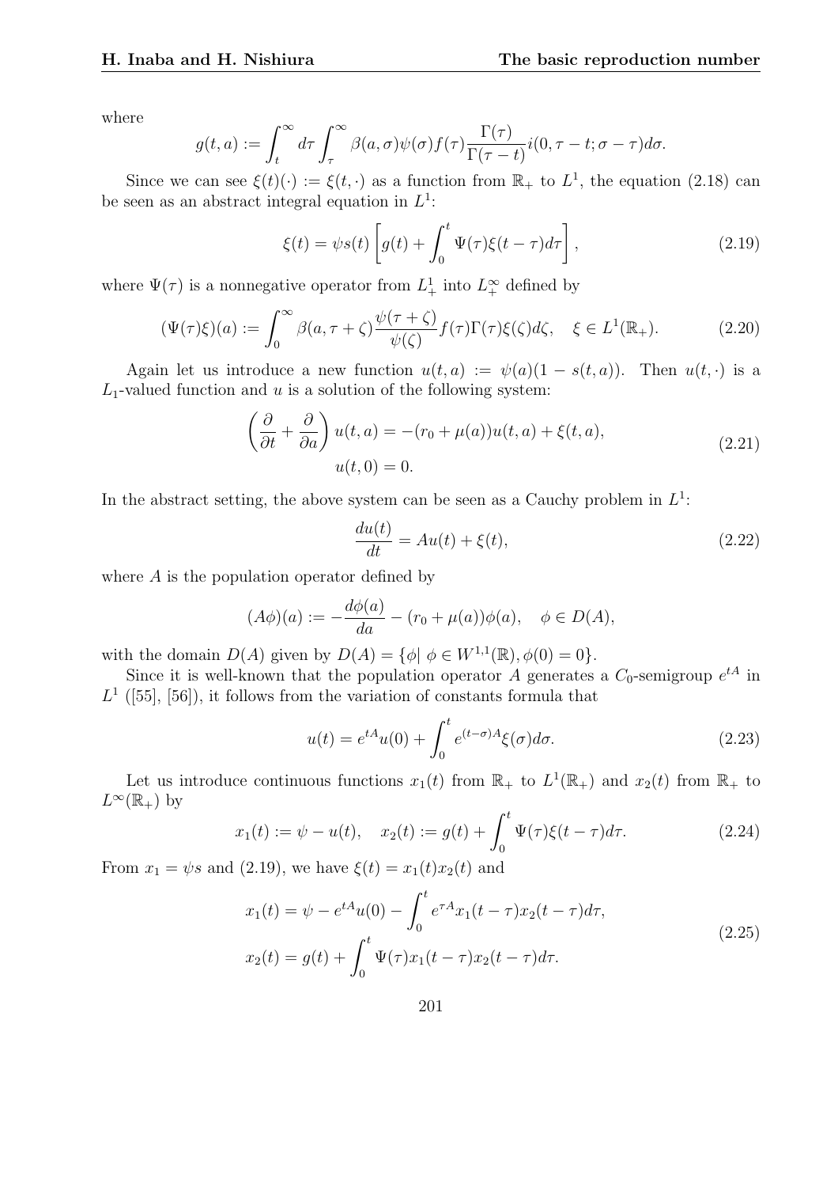where

$$g(t,a) := \int_t^\infty d\tau \int_\tau^\infty \beta(a,\sigma)\psi(\sigma)f(\tau)\frac{\Gamma(\tau)}{\Gamma(\tau-t)}i(0,\tau-t;\sigma-\tau)d\sigma.$$

Since we can see $\xi(t)(\cdot) := \xi(t,\cdot)$ as a function from $\mathbb{R}_+$ to $L^1$, the equation (2.18) can be seen as an abstract integral equation in $L^1$:

$$\xi(t) = \psi s(t)\left[g(t) + \int_0^t \Psi(\tau)\xi(t-\tau)d\tau\right], \tag{2.19}$$

where $\Psi(\tau)$ is a nonnegative operator from $L^1_+$ into $L^\infty_+$ defined by

$$(\Psi(\tau)\xi)(a) := \int_0^\infty \beta(a,\tau+\zeta)\frac{\psi(\tau+\zeta)}{\psi(\zeta)}f(\tau)\Gamma(\tau)\xi(\zeta)d\zeta, \quad \xi \in L^1(\mathbb{R}_+). \tag{2.20}$$

Again let us introduce a new function $u(t,a) := \psi(a)(1-s(t,a))$. Then $u(t,\cdot)$ is a $L_1$-valued function and $u$ is a solution of the following system:

$$\begin{aligned}\left(\frac{\partial}{\partial t} + \frac{\partial}{\partial a}\right)u(t,a) &= -(r_0+\mu(a))u(t,a) + \xi(t,a),\\ u(t,0) &= 0.\end{aligned} \tag{2.21}$$

In the abstract setting, the above system can be seen as a Cauchy problem in $L^1$:

$$\frac{du(t)}{dt} = Au(t) + \xi(t), \tag{2.22}$$

where $A$ is the population operator defined by

$$(A\phi)(a) := -\frac{d\phi(a)}{da} - (r_0+\mu(a))\phi(a), \quad \phi \in D(A),$$

with the domain $D(A)$ given by $D(A) = \{\phi|\ \phi \in W^{1,1}(\mathbb{R}), \phi(0) = 0\}$.

Since it is well-known that the population operator $A$ generates a $C_0$-semigroup $e^{tA}$ in $L^1$ ([55], [56]), it follows from the variation of constants formula that

$$u(t) = e^{tA}u(0) + \int_0^t e^{(t-\sigma)A}\xi(\sigma)d\sigma. \tag{2.23}$$

Let us introduce continuous functions $x_1(t)$ from $\mathbb{R}_+$ to $L^1(\mathbb{R}_+)$ and $x_2(t)$ from $\mathbb{R}_+$ to $L^\infty(\mathbb{R}_+)$ by

$$x_1(t) := \psi - u(t), \quad x_2(t) := g(t) + \int_0^t \Psi(\tau)\xi(t-\tau)d\tau. \tag{2.24}$$

From $x_1 = \psi s$ and (2.19), we have $\xi(t) = x_1(t)x_2(t)$ and

$$\begin{aligned}x_1(t) &= \psi - e^{tA}u(0) - \int_0^t e^{\tau A}x_1(t-\tau)x_2(t-\tau)d\tau,\\ x_2(t) &= g(t) + \int_0^t \Psi(\tau)x_1(t-\tau)x_2(t-\tau)d\tau.\end{aligned} \tag{2.25}$$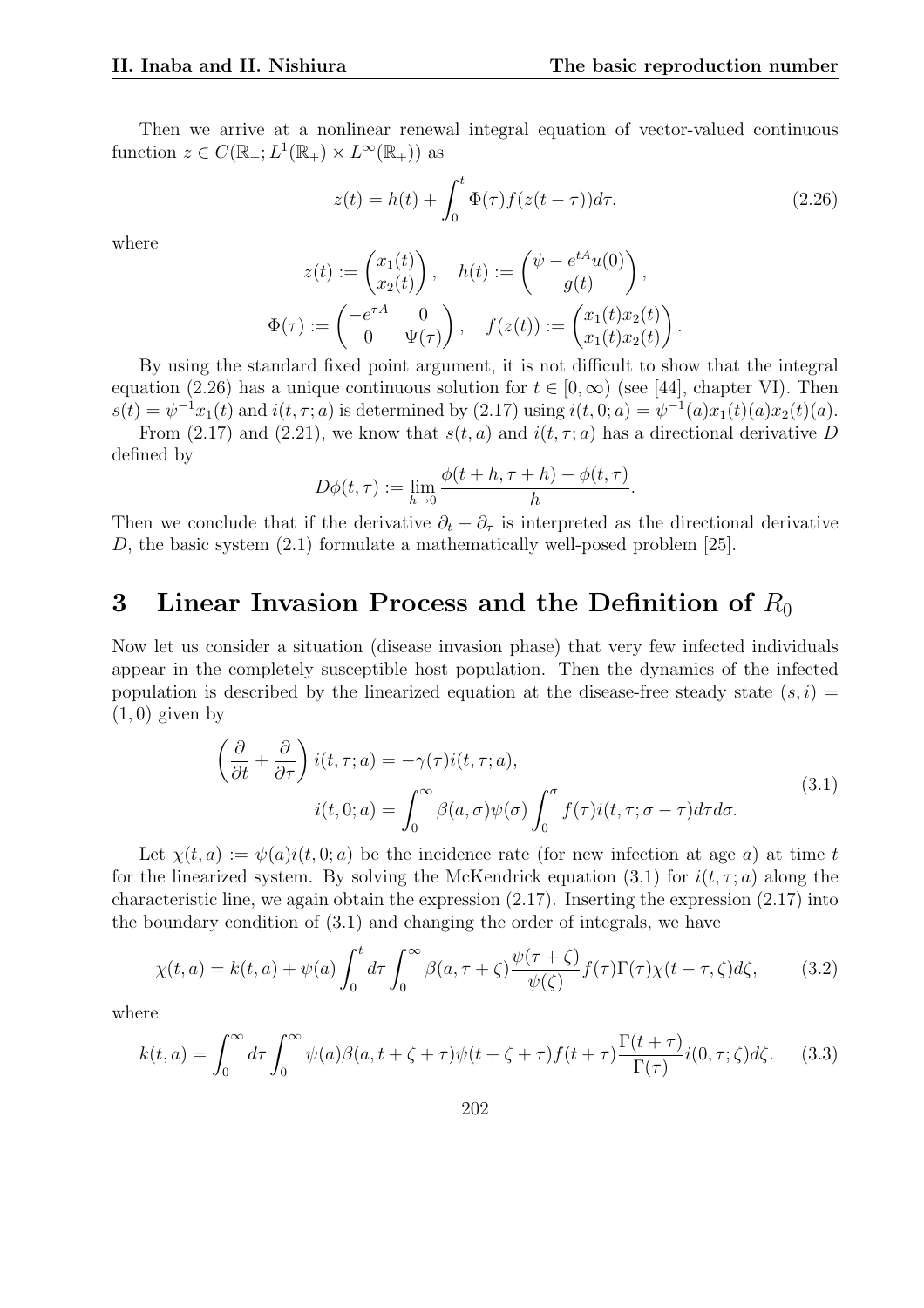Then we arrive at a nonlinear renewal integral equation of vector-valued continuous function $z \in C(\mathbb{R}_+; L^1(\mathbb{R}_+) \times L^\infty(\mathbb{R}_+))$ as

$$z(t) = h(t) + \int_0^t \Phi(\tau) f(z(t-\tau)) d\tau, \tag{2.26}$$

where

$$z(t) := \begin{pmatrix} x_1(t) \\ x_2(t) \end{pmatrix}, \quad h(t) := \begin{pmatrix} \psi - e^{tA} u(0) \\ g(t) \end{pmatrix},$$

$$\Phi(\tau) := \begin{pmatrix} -e^{\tau A} & 0 \\ 0 & \Psi(\tau) \end{pmatrix}, \quad f(z(t)) := \begin{pmatrix} x_1(t) x_2(t) \\ x_1(t) x_2(t) \end{pmatrix}.$$

By using the standard fixed point argument, it is not difficult to show that the integral equation (2.26) has a unique continuous solution for $t \in [0, \infty)$ (see [44], chapter VI). Then $s(t) = \psi^{-1} x_1(t)$ and $i(t, \tau; a)$ is determined by (2.17) using $i(t, 0; a) = \psi^{-1}(a) x_1(t)(a) x_2(t)(a)$.

From (2.17) and (2.21), we know that $s(t, a)$ and $i(t, \tau; a)$ has a directional derivative $D$ defined by

$$D\phi(t, \tau) := \lim_{h \to 0} \frac{\phi(t+h, \tau+h) - \phi(t, \tau)}{h}.$$

Then we conclude that if the derivative $\partial_t + \partial_\tau$ is interpreted as the directional derivative $D$, the basic system (2.1) formulate a mathematically well-posed problem [25].

# 3 Linear Invasion Process and the Definition of $R_0$

Now let us consider a situation (disease invasion phase) that very few infected individuals appear in the completely susceptible host population. Then the dynamics of the infected population is described by the linearized equation at the disease-free steady state $(s, i) = (1, 0)$ given by

$$\begin{aligned} \left( \frac{\partial}{\partial t} + \frac{\partial}{\partial \tau} \right) i(t, \tau; a) &= -\gamma(\tau) i(t, \tau; a), \\ i(t, 0; a) &= \int_0^\infty \beta(a, \sigma) \psi(\sigma) \int_0^\sigma f(\tau) i(t, \tau; \sigma - \tau) d\tau d\sigma. \end{aligned} \tag{3.1}$$

Let $\chi(t, a) := \psi(a) i(t, 0; a)$ be the incidence rate (for new infection at age $a$) at time $t$ for the linearized system. By solving the McKendrick equation (3.1) for $i(t, \tau; a)$ along the characteristic line, we again obtain the expression (2.17). Inserting the expression (2.17) into the boundary condition of (3.1) and changing the order of integrals, we have

$$\chi(t, a) = k(t, a) + \psi(a) \int_0^t d\tau \int_0^\infty \beta(a, \tau + \zeta) \frac{\psi(\tau + \zeta)}{\psi(\zeta)} f(\tau) \Gamma(\tau) \chi(t - \tau, \zeta) d\zeta, \tag{3.2}$$

where

$$k(t, a) = \int_0^\infty d\tau \int_0^\infty \psi(a) \beta(a, t + \zeta + \tau) \psi(t + \zeta + \tau) f(t + \tau) \frac{\Gamma(t + \tau)}{\Gamma(\tau)} i(0, \tau; \zeta) d\zeta. \tag{3.3}$$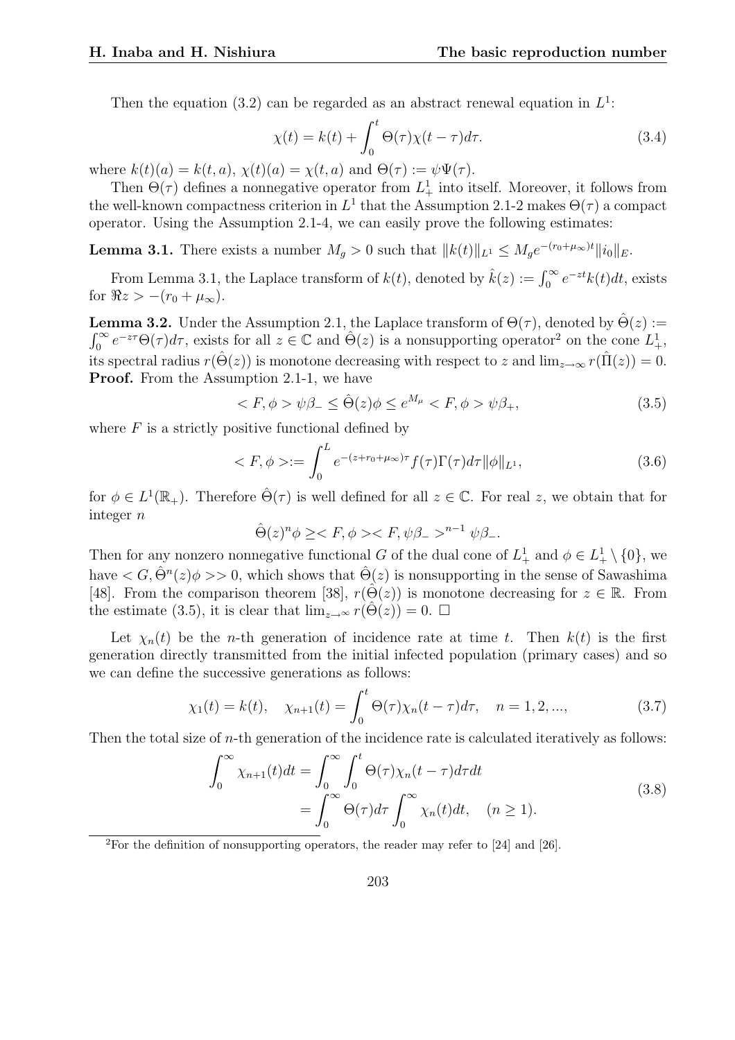Then the equation (3.2) can be regarded as an abstract renewal equation in $L^1$:

$$\chi(t) = k(t) + \int_0^t \Theta(\tau)\chi(t-\tau)d\tau. \tag{3.4}$$

where $k(t)(a) = k(t,a)$, $\chi(t)(a) = \chi(t,a)$ and $\Theta(\tau) := \psi\Psi(\tau)$.

Then $\Theta(\tau)$ defines a nonnegative operator from $L^1_+$ into itself. Moreover, it follows from the well-known compactness criterion in $L^1$ that the Assumption 2.1-2 makes $\Theta(\tau)$ a compact operator. Using the Assumption 2.1-4, we can easily prove the following estimates:

**Lemma 3.1.** There exists a number $M_g > 0$ such that $\|k(t)\|_{L^1} \le M_g e^{-(r_0+\mu_\infty)t}\|i_0\|_E$.

From Lemma 3.1, the Laplace transform of $k(t)$, denoted by $\hat{k}(z) := \int_0^\infty e^{-zt}k(t)dt$, exists for $\Re z > -(r_0 + \mu_\infty)$.

**Lemma 3.2.** Under the Assumption 2.1, the Laplace transform of $\Theta(\tau)$, denoted by $\hat{\Theta}(z) := \int_0^\infty e^{-z\tau}\Theta(\tau)d\tau$, exists for all $z \in \mathbb{C}$ and $\hat{\Theta}(z)$ is a nonsupporting operator[2] on the cone $L^1_+$, its spectral radius $r(\hat{\Theta}(z))$ is monotone decreasing with respect to $z$ and $\lim_{z\to\infty} r(\hat{\Pi}(z)) = 0$.
**Proof.** From the Assumption 2.1-1, we have

$$< F, \phi > \psi\beta_- \le \hat{\Theta}(z)\phi \le e^{M_\mu} < F, \phi > \psi\beta_+, \tag{3.5}$$

where $F$ is a strictly positive functional defined by

$$< F, \phi > := \int_0^L e^{-(z+r_0+\mu_\infty)\tau} f(\tau)\Gamma(\tau)d\tau \|\phi\|_{L^1}, \tag{3.6}$$

for $\phi \in L^1(\mathbb{R}_+)$. Therefore $\hat{\Theta}(\tau)$ is well defined for all $z \in \mathbb{C}$. For real $z$, we obtain that for integer $n$

$$\hat{\Theta}(z)^n\phi \ge < F, \phi >< F, \psi\beta_- >^{n-1} \psi\beta_-.$$

Then for any nonzero nonnegative functional $G$ of the dual cone of $L^1_+$ and $\phi \in L^1_+ \setminus \{0\}$, we have $< G, \hat{\Theta}^n(z)\phi >> 0$, which shows that $\hat{\Theta}(z)$ is nonsupporting in the sense of Sawashima [48]. From the comparison theorem [38], $r(\hat{\Theta}(z))$ is monotone decreasing for $z \in \mathbb{R}$. From the estimate (3.5), it is clear that $\lim_{z\to\infty} r(\hat{\Theta}(z)) = 0$. $\square$

Let $\chi_n(t)$ be the $n$-th generation of incidence rate at time $t$. Then $k(t)$ is the first generation directly transmitted from the initial infected population (primary cases) and so we can define the successive generations as follows:

$$\chi_1(t) = k(t), \quad \chi_{n+1}(t) = \int_0^t \Theta(\tau)\chi_n(t-\tau)d\tau, \quad n = 1, 2, ..., \tag{3.7}$$

Then the total size of $n$-th generation of the incidence rate is calculated iteratively as follows:

$$\begin{aligned} \int_0^\infty \chi_{n+1}(t)dt &= \int_0^\infty \int_0^t \Theta(\tau)\chi_n(t-\tau)d\tau dt \\ &= \int_0^\infty \Theta(\tau)d\tau \int_0^\infty \chi_n(t)dt, \quad (n \ge 1). \end{aligned} \tag{3.8}$$

[2] For the definition of nonsupporting operators, the reader may refer to [24] and [26].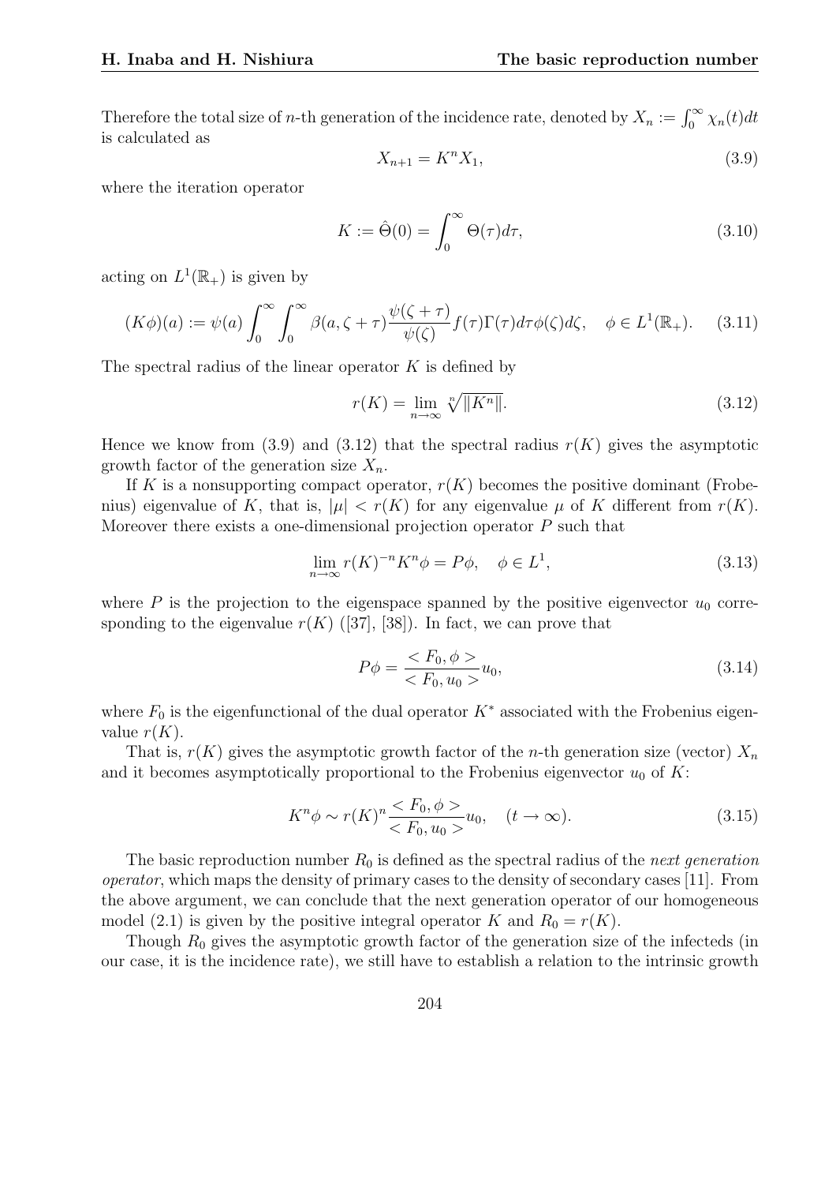Therefore the total size of $n$-th generation of the incidence rate, denoted by $X_n := \int_0^\infty \chi_n(t)dt$ is calculated as

$$X_{n+1} = K^n X_1, \tag{3.9}$$

where the iteration operator

$$K := \hat{\Theta}(0) = \int_0^\infty \Theta(\tau)d\tau, \tag{3.10}$$

acting on $L^1(\mathbb{R}_+)$ is given by

$$(K\phi)(a) := \psi(a) \int_0^\infty \int_0^\infty \beta(a, \zeta + \tau) \frac{\psi(\zeta + \tau)}{\psi(\zeta)} f(\tau)\Gamma(\tau)d\tau\phi(\zeta)d\zeta, \quad \phi \in L^1(\mathbb{R}_+). \tag{3.11}$$

The spectral radius of the linear operator $K$ is defined by

$$r(K) = \lim_{n\to\infty} \sqrt[n]{\|K^n\|}. \tag{3.12}$$

Hence we know from (3.9) and (3.12) that the spectral radius $r(K)$ gives the asymptotic growth factor of the generation size $X_n$.

If $K$ is a nonsupporting compact operator, $r(K)$ becomes the positive dominant (Frobenius) eigenvalue of $K$, that is, $|\mu| < r(K)$ for any eigenvalue $\mu$ of $K$ different from $r(K)$. Moreover there exists a one-dimensional projection operator $P$ such that

$$\lim_{n\to\infty} r(K)^{-n} K^n \phi = P\phi, \quad \phi \in L^1, \tag{3.13}$$

where $P$ is the projection to the eigenspace spanned by the positive eigenvector $u_0$ corresponding to the eigenvalue $r(K)$ ([37], [38]). In fact, we can prove that

$$P\phi = \frac{< F_0, \phi >}{< F_0, u_0 >} u_0, \tag{3.14}$$

where $F_0$ is the eigenfunctional of the dual operator $K^*$ associated with the Frobenius eigenvalue $r(K)$.

That is, $r(K)$ gives the asymptotic growth factor of the $n$-th generation size (vector) $X_n$ and it becomes asymptotically proportional to the Frobenius eigenvector $u_0$ of $K$:

$$K^n\phi \sim r(K)^n \frac{< F_0, \phi >}{< F_0, u_0 >} u_0, \quad (t \to \infty). \tag{3.15}$$

The basic reproduction number $R_0$ is defined as the spectral radius of the *next generation operator*, which maps the density of primary cases to the density of secondary cases [11]. From the above argument, we can conclude that the next generation operator of our homogeneous model (2.1) is given by the positive integral operator $K$ and $R_0 = r(K)$.

Though $R_0$ gives the asymptotic growth factor of the generation size of the infecteds (in our case, it is the incidence rate), we still have to establish a relation to the intrinsic growth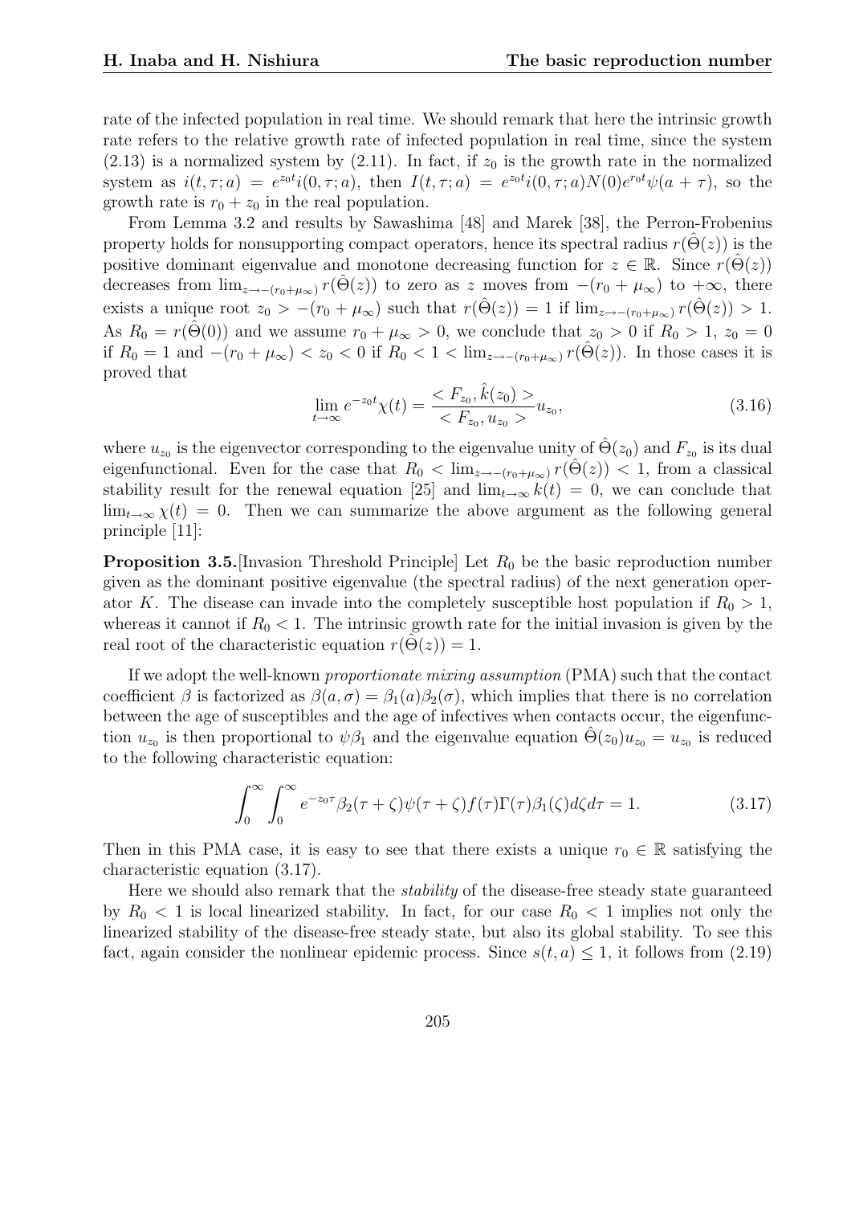rate of the infected population in real time. We should remark that here the intrinsic growth rate refers to the relative growth rate of infected population in real time, since the system (2.13) is a normalized system by (2.11). In fact, if $z_0$ is the growth rate in the normalized system as $i(t, \tau; a) = e^{z_0 t} i(0, \tau; a)$, then $I(t, \tau; a) = e^{z_0 t} i(0, \tau; a) N(0) e^{r_0 t} \psi(a + \tau)$, so the growth rate is $r_0 + z_0$ in the real population.

From Lemma 3.2 and results by Sawashima [48] and Marek [38], the Perron-Frobenius property holds for nonsupporting compact operators, hence its spectral radius $r(\hat{\Theta}(z))$ is the positive dominant eigenvalue and monotone decreasing function for $z \in \mathbb{R}$. Since $r(\hat{\Theta}(z))$ decreases from $\lim_{z \to -(r_0 + \mu_\infty)} r(\hat{\Theta}(z))$ to zero as $z$ moves from $-(r_0 + \mu_\infty)$ to $+\infty$, there exists a unique root $z_0 > -(r_0 + \mu_\infty)$ such that $r(\hat{\Theta}(z)) = 1$ if $\lim_{z \to -(r_0 + \mu_\infty)} r(\hat{\Theta}(z)) > 1$. As $R_0 = r(\hat{\Theta}(0))$ and we assume $r_0 + \mu_\infty > 0$, we conclude that $z_0 > 0$ if $R_0 > 1$, $z_0 = 0$ if $R_0 = 1$ and $-(r_0 + \mu_\infty) < z_0 < 0$ if $R_0 < 1 < \lim_{z \to -(r_0 + \mu_\infty)} r(\hat{\Theta}(z))$. In those cases it is proved that

$$\lim_{t \to \infty} e^{-z_0 t} \chi(t) = \frac{< F_{z_0}, \hat{k}(z_0) >}{< F_{z_0}, u_{z_0} >} u_{z_0}, \tag{3.16}$$

where $u_{z_0}$ is the eigenvector corresponding to the eigenvalue unity of $\hat{\Theta}(z_0)$ and $F_{z_0}$ is its dual eigenfunctional. Even for the case that $R_0 < \lim_{z \to -(r_0 + \mu_\infty)} r(\hat{\Theta}(z)) < 1$, from a classical stability result for the renewal equation [25] and $\lim_{t \to \infty} k(t) = 0$, we can conclude that $\lim_{t \to \infty} \chi(t) = 0$. Then we can summarize the above argument as the following general principle [11]:

**Proposition 3.5.**[Invasion Threshold Principle] Let $R_0$ be the basic reproduction number given as the dominant positive eigenvalue (the spectral radius) of the next generation operator $K$. The disease can invade into the completely susceptible host population if $R_0 > 1$, whereas it cannot if $R_0 < 1$. The intrinsic growth rate for the initial invasion is given by the real root of the characteristic equation $r(\hat{\Theta}(z)) = 1$.

If we adopt the well-known *proportionate mixing assumption* (PMA) such that the contact coefficient $\beta$ is factorized as $\beta(a, \sigma) = \beta_1(a)\beta_2(\sigma)$, which implies that there is no correlation between the age of susceptibles and the age of infectives when contacts occur, the eigenfunction $u_{z_0}$ is then proportional to $\psi\beta_1$ and the eigenvalue equation $\hat{\Theta}(z_0)u_{z_0} = u_{z_0}$ is reduced to the following characteristic equation:

$$\int_0^\infty \int_0^\infty e^{-z_0 \tau} \beta_2(\tau + \zeta)\psi(\tau + \zeta) f(\tau)\Gamma(\tau)\beta_1(\zeta) d\zeta d\tau = 1. \tag{3.17}$$

Then in this PMA case, it is easy to see that there exists a unique $r_0 \in \mathbb{R}$ satisfying the characteristic equation (3.17).

Here we should also remark that the *stability* of the disease-free steady state guaranteed by $R_0 < 1$ is local linearized stability. In fact, for our case $R_0 < 1$ implies not only the linearized stability of the disease-free steady state, but also its global stability. To see this fact, again consider the nonlinear epidemic process. Since $s(t, a) \leq 1$, it follows from (2.19)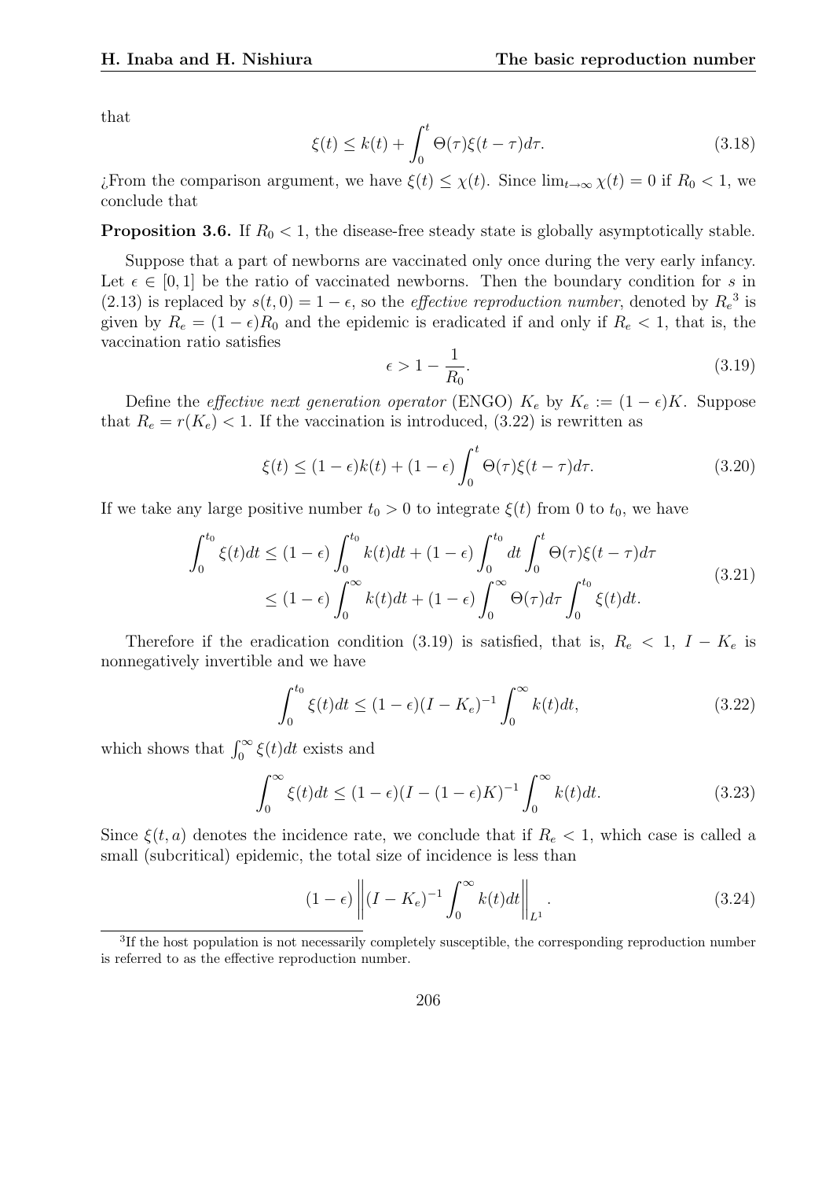that

$$\xi(t) \le k(t) + \int_0^t \Theta(\tau)\xi(t-\tau)d\tau. \tag{3.18}$$

¿From the comparison argument, we have $\xi(t) \le \chi(t)$. Since $\lim_{t\to\infty} \chi(t) = 0$ if $R_0 < 1$, we conclude that

**Proposition 3.6.** If $R_0 < 1$, the disease-free steady state is globally asymptotically stable.

Suppose that a part of newborns are vaccinated only once during the very early infancy. Let $\epsilon \in [0, 1]$ be the ratio of vaccinated newborns. Then the boundary condition for $s$ in (2.13) is replaced by $s(t, 0) = 1 - \epsilon$, so the *effective reproduction number*, denoted by $R_e$[3] is given by $R_e = (1-\epsilon)R_0$ and the epidemic is eradicated if and only if $R_e < 1$, that is, the vaccination ratio satisfies

$$\epsilon > 1 - \frac{1}{R_0}. \tag{3.19}$$

Define the *effective next generation operator* (ENGO) $K_e$ by $K_e := (1-\epsilon)K$. Suppose that $R_e = r(K_e) < 1$. If the vaccination is introduced, (3.22) is rewritten as

$$\xi(t) \le (1-\epsilon)k(t) + (1-\epsilon)\int_0^t \Theta(\tau)\xi(t-\tau)d\tau. \tag{3.20}$$

If we take any large positive number $t_0 > 0$ to integrate $\xi(t)$ from 0 to $t_0$, we have

$$\begin{aligned} \int_0^{t_0} \xi(t)dt &\le (1-\epsilon)\int_0^{t_0} k(t)dt + (1-\epsilon)\int_0^{t_0} dt \int_0^t \Theta(\tau)\xi(t-\tau)d\tau \\ &\le (1-\epsilon)\int_0^{\infty} k(t)dt + (1-\epsilon)\int_0^{\infty} \Theta(\tau)d\tau \int_0^{t_0} \xi(t)dt. \end{aligned} \tag{3.21}$$

Therefore if the eradication condition (3.19) is satisfied, that is, $R_e < 1$, $I - K_e$ is nonnegatively invertible and we have

$$\int_0^{t_0} \xi(t)dt \le (1-\epsilon)(I-K_e)^{-1}\int_0^{\infty} k(t)dt, \tag{3.22}$$

which shows that $\int_0^{\infty} \xi(t)dt$ exists and

$$\int_0^{\infty} \xi(t)dt \le (1-\epsilon)(I-(1-\epsilon)K)^{-1}\int_0^{\infty} k(t)dt. \tag{3.23}$$

Since $\xi(t, a)$ denotes the incidence rate, we conclude that if $R_e < 1$, which case is called a small (subcritical) epidemic, the total size of incidence is less than

$$(1-\epsilon)\left\| (I-K_e)^{-1}\int_0^{\infty} k(t)dt \right\|_{L^1}. \tag{3.24}$$

[3] If the host population is not necessarily completely susceptible, the corresponding reproduction number is referred to as the effective reproduction number.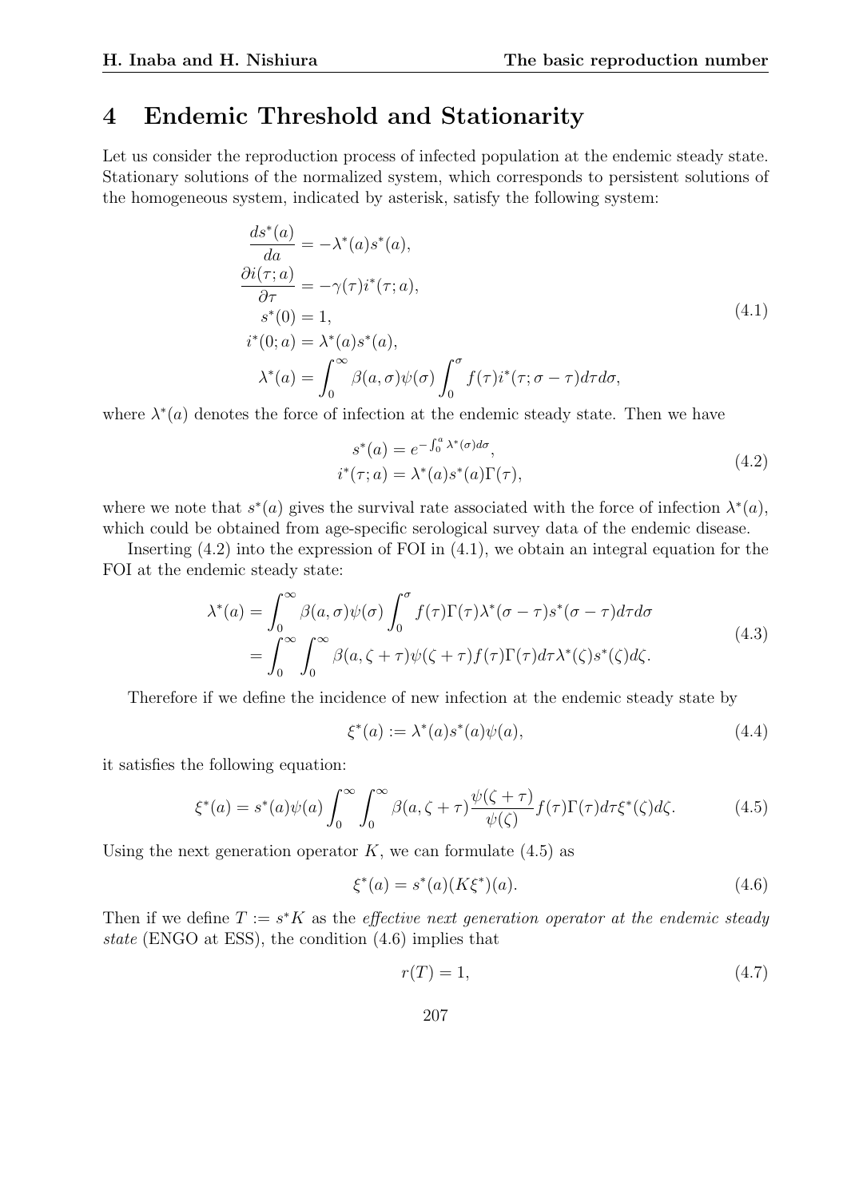## 4 Endemic Threshold and Stationarity

Let us consider the reproduction process of infected population at the endemic steady state. Stationary solutions of the normalized system, which corresponds to persistent solutions of the homogeneous system, indicated by asterisk, satisfy the following system:

$$
\begin{aligned}
\frac{ds^*(a)}{da} &= -\lambda^*(a)s^*(a), \\
\frac{\partial i(\tau;a)}{\partial \tau} &= -\gamma(\tau)i^*(\tau;a), \\
s^*(0) &= 1, \\
i^*(0;a) &= \lambda^*(a)s^*(a), \\
\lambda^*(a) &= \int_0^\infty \beta(a,\sigma)\psi(\sigma)\int_0^\sigma f(\tau)i^*(\tau;\sigma-\tau)d\tau d\sigma,
\end{aligned}
\tag{4.1}
$$

where $\lambda^*(a)$ denotes the force of infection at the endemic steady state. Then we have

$$
\begin{aligned}
s^*(a) &= e^{-\int_0^a \lambda^*(\sigma)d\sigma}, \\
i^*(\tau;a) &= \lambda^*(a)s^*(a)\Gamma(\tau),
\end{aligned}
\tag{4.2}
$$

where we note that $s^*(a)$ gives the survival rate associated with the force of infection $\lambda^*(a)$, which could be obtained from age-specific serological survey data of the endemic disease.

Inserting (4.2) into the expression of FOI in (4.1), we obtain an integral equation for the FOI at the endemic steady state:

$$
\begin{aligned}
\lambda^*(a) &= \int_0^\infty \beta(a,\sigma)\psi(\sigma)\int_0^\sigma f(\tau)\Gamma(\tau)\lambda^*(\sigma-\tau)s^*(\sigma-\tau)d\tau d\sigma \\
&= \int_0^\infty \int_0^\infty \beta(a,\zeta+\tau)\psi(\zeta+\tau)f(\tau)\Gamma(\tau)d\tau\lambda^*(\zeta)s^*(\zeta)d\zeta.
\end{aligned}
\tag{4.3}
$$

Therefore if we define the incidence of new infection at the endemic steady state by

$$
\xi^*(a) := \lambda^*(a)s^*(a)\psi(a),
\tag{4.4}
$$

it satisfies the following equation:

$$
\xi^*(a) = s^*(a)\psi(a)\int_0^\infty \int_0^\infty \beta(a,\zeta+\tau)\frac{\psi(\zeta+\tau)}{\psi(\zeta)}f(\tau)\Gamma(\tau)d\tau\xi^*(\zeta)d\zeta.
\tag{4.5}
$$

Using the next generation operator $K$, we can formulate (4.5) as

$$
\xi^*(a) = s^*(a)(K\xi^*)(a).
\tag{4.6}
$$

Then if we define $T := s^*K$ as the *effective next generation operator at the endemic steady state* (ENGO at ESS), the condition (4.6) implies that

$$
r(T) = 1,
\tag{4.7}
$$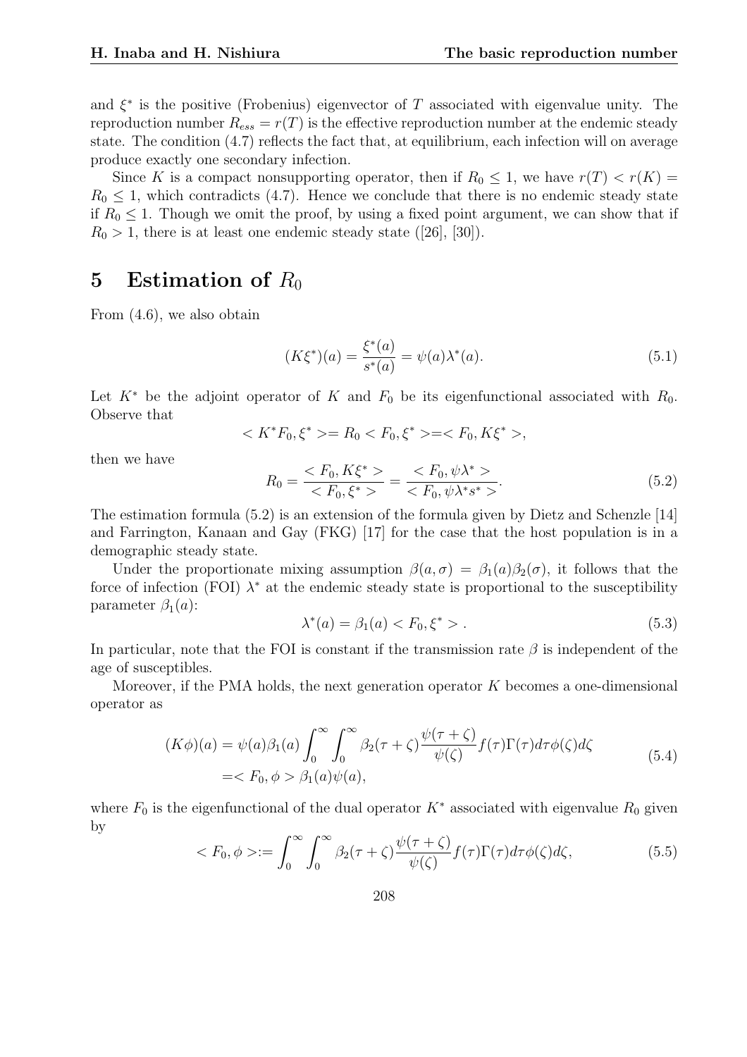and $\xi^*$ is the positive (Frobenius) eigenvector of $T$ associated with eigenvalue unity. The reproduction number $R_{ess} = r(T)$ is the effective reproduction number at the endemic steady state. The condition (4.7) reflects the fact that, at equilibrium, each infection will on average produce exactly one secondary infection.

Since $K$ is a compact nonsupporting operator, then if $R_0 \leq 1$, we have $r(T) < r(K) = R_0 \leq 1$, which contradicts (4.7). Hence we conclude that there is no endemic steady state if $R_0 \leq 1$. Though we omit the proof, by using a fixed point argument, we can show that if $R_0 > 1$, there is at least one endemic steady state ([26], [30]).

# 5 Estimation of $R_0$

From (4.6), we also obtain

$$(K\xi^*)(a) = \frac{\xi^*(a)}{s^*(a)} = \psi(a)\lambda^*(a). \tag{5.1}$$

Let $K^*$ be the adjoint operator of $K$ and $F_0$ be its eigenfunctional associated with $R_0$. Observe that

$$< K^*F_0, \xi^* >= R_0 < F_0, \xi^* >=< F_0, K\xi^* >,$$

then we have

$$R_0 = \frac{< F_0, K\xi^* >}{< F_0, \xi^* >} = \frac{< F_0, \psi\lambda^* >}{< F_0, \psi\lambda^* s^* >}. \tag{5.2}$$

The estimation formula (5.2) is an extension of the formula given by Dietz and Schenzle [14] and Farrington, Kanaan and Gay (FKG) [17] for the case that the host population is in a demographic steady state.

Under the proportionate mixing assumption $\beta(a, \sigma) = \beta_1(a)\beta_2(\sigma)$, it follows that the force of infection (FOI) $\lambda^*$ at the endemic steady state is proportional to the susceptibility parameter $\beta_1(a)$:

$$\lambda^*(a) = \beta_1(a) < F_0, \xi^* > . \tag{5.3}$$

In particular, note that the FOI is constant if the transmission rate $\beta$ is independent of the age of susceptibles.

Moreover, if the PMA holds, the next generation operator $K$ becomes a one-dimensional operator as

$$\begin{aligned}(K\phi)(a) &= \psi(a)\beta_1(a) \int_0^\infty \int_0^\infty \beta_2(\tau + \zeta) \frac{\psi(\tau + \zeta)}{\psi(\zeta)} f(\tau)\Gamma(\tau) d\tau \phi(\zeta) d\zeta \\ &=< F_0, \phi > \beta_1(a)\psi(a),\end{aligned} \tag{5.4}$$

where $F_0$ is the eigenfunctional of the dual operator $K^*$ associated with eigenvalue $R_0$ given by

$$< F_0, \phi >:= \int_0^\infty \int_0^\infty \beta_2(\tau + \zeta) \frac{\psi(\tau + \zeta)}{\psi(\zeta)} f(\tau)\Gamma(\tau) d\tau \phi(\zeta) d\zeta, \tag{5.5}$$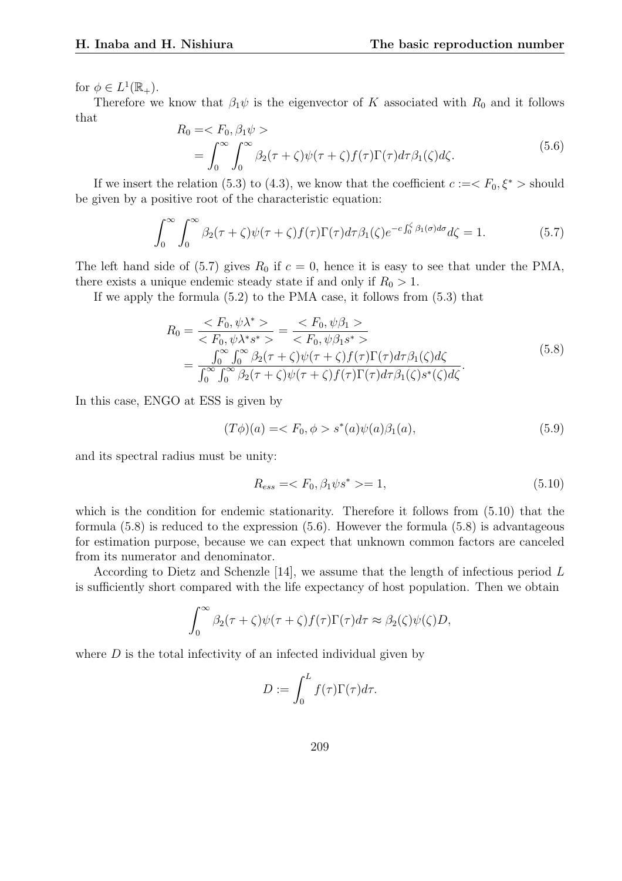for $\phi \in L^1(\mathbb{R}_+)$.

Therefore we know that $\beta_1\psi$ is the eigenvector of $K$ associated with $R_0$ and it follows that

$$
\begin{aligned}
R_0 &= < F_0, \beta_1\psi > \\
&= \int_0^\infty \int_0^\infty \beta_2(\tau+\zeta)\psi(\tau+\zeta)f(\tau)\Gamma(\tau)d\tau\beta_1(\zeta)d\zeta.
\end{aligned}
\tag{5.6}
$$

If we insert the relation (5.3) to (4.3), we know that the coefficient $c := < F_0, \xi^* >$ should be given by a positive root of the characteristic equation:

$$
\int_0^\infty \int_0^\infty \beta_2(\tau+\zeta)\psi(\tau+\zeta)f(\tau)\Gamma(\tau)d\tau\beta_1(\zeta)e^{-c\int_0^\zeta \beta_1(\sigma)d\sigma}d\zeta = 1. \tag{5.7}
$$

The left hand side of (5.7) gives $R_0$ if $c = 0$, hence it is easy to see that under the PMA, there exists a unique endemic steady state if and only if $R_0 > 1$.

If we apply the formula (5.2) to the PMA case, it follows from (5.3) that

$$
\begin{aligned}
R_0 &= \frac{< F_0, \psi\lambda^* >}{< F_0, \psi\lambda^* s^* >} = \frac{< F_0, \psi\beta_1 >}{< F_0, \psi\beta_1 s^* >} \\
&= \frac{\int_0^\infty \int_0^\infty \beta_2(\tau+\zeta)\psi(\tau+\zeta)f(\tau)\Gamma(\tau)d\tau\beta_1(\zeta)d\zeta}{\int_0^\infty \int_0^\infty \beta_2(\tau+\zeta)\psi(\tau+\zeta)f(\tau)\Gamma(\tau)d\tau\beta_1(\zeta)s^*(\zeta)d\zeta}.
\end{aligned}
\tag{5.8}
$$

In this case, ENGO at ESS is given by

$$
(T\phi)(a) = < F_0, \phi > s^*(a)\psi(a)\beta_1(a), \tag{5.9}
$$

and its spectral radius must be unity:

$$
R_{ess} = < F_0, \beta_1\psi s^* > = 1, \tag{5.10}
$$

which is the condition for endemic stationarity. Therefore it follows from (5.10) that the formula (5.8) is reduced to the expression (5.6). However the formula (5.8) is advantageous for estimation purpose, because we can expect that unknown common factors are canceled from its numerator and denominator.

According to Dietz and Schenzle [14], we assume that the length of infectious period $L$ is sufficiently short compared with the life expectancy of host population. Then we obtain

$$
\int_0^\infty \beta_2(\tau+\zeta)\psi(\tau+\zeta)f(\tau)\Gamma(\tau)d\tau \approx \beta_2(\zeta)\psi(\zeta)D,
$$

where $D$ is the total infectivity of an infected individual given by

$$
D := \int_0^L f(\tau)\Gamma(\tau)d\tau.
$$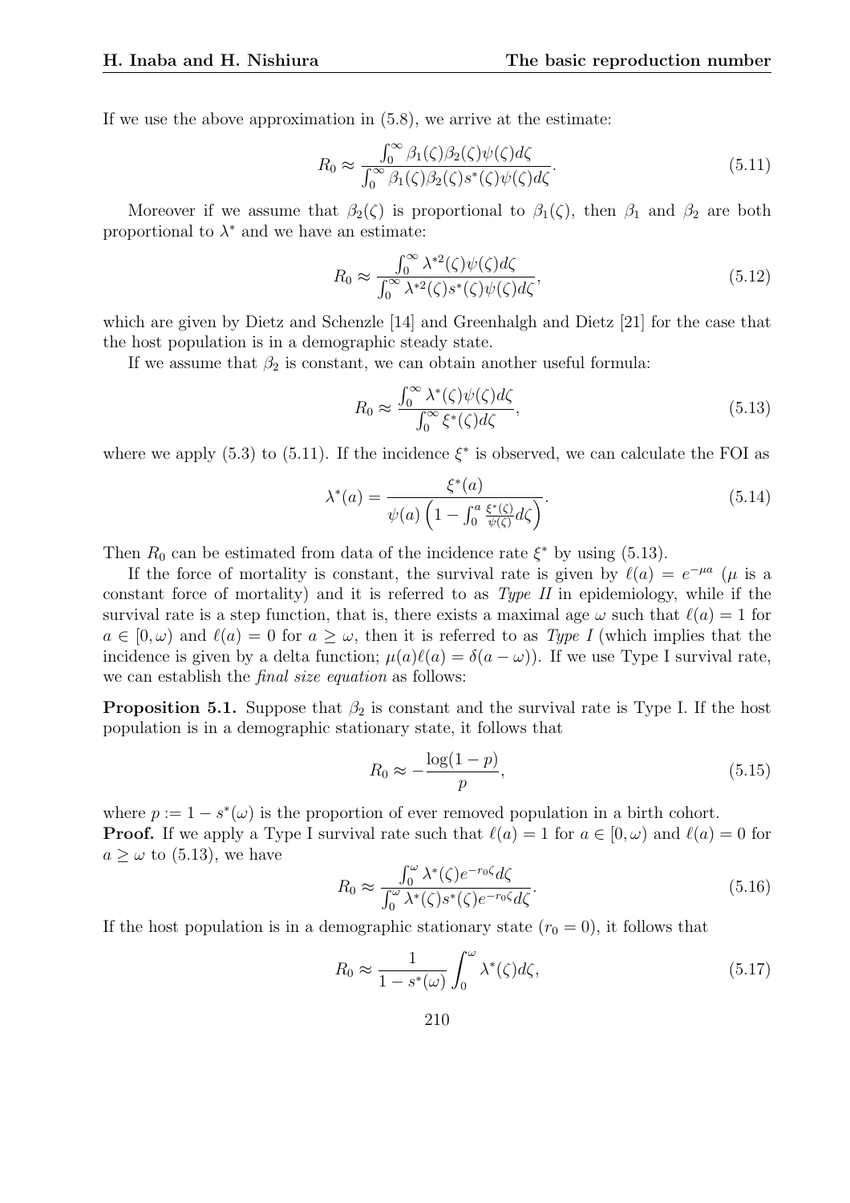If we use the above approximation in (5.8), we arrive at the estimate:

$$R_0 \approx \frac{\int_0^\infty \beta_1(\zeta)\beta_2(\zeta)\psi(\zeta)d\zeta}{\int_0^\infty \beta_1(\zeta)\beta_2(\zeta)s^*(\zeta)\psi(\zeta)d\zeta}. \tag{5.11}$$

Moreover if we assume that $\beta_2(\zeta)$ is proportional to $\beta_1(\zeta)$, then $\beta_1$ and $\beta_2$ are both proportional to $\lambda^*$ and we have an estimate:

$$R_0 \approx \frac{\int_0^\infty \lambda^{*2}(\zeta)\psi(\zeta)d\zeta}{\int_0^\infty \lambda^{*2}(\zeta)s^*(\zeta)\psi(\zeta)d\zeta}, \tag{5.12}$$

which are given by Dietz and Schenzle [14] and Greenhalgh and Dietz [21] for the case that the host population is in a demographic steady state.

If we assume that $\beta_2$ is constant, we can obtain another useful formula:

$$R_0 \approx \frac{\int_0^\infty \lambda^*(\zeta)\psi(\zeta)d\zeta}{\int_0^\infty \xi^*(\zeta)d\zeta}, \tag{5.13}$$

where we apply (5.3) to (5.11). If the incidence $\xi^*$ is observed, we can calculate the FOI as

$$\lambda^*(a) = \frac{\xi^*(a)}{\psi(a)\left(1 - \int_0^a \frac{\xi^*(\zeta)}{\psi(\zeta)}d\zeta\right)}. \tag{5.14}$$

Then $R_0$ can be estimated from data of the incidence rate $\xi^*$ by using (5.13).

If the force of mortality is constant, the survival rate is given by $\ell(a) = e^{-\mu a}$ ($\mu$ is a constant force of mortality) and it is referred to as *Type II* in epidemiology, while if the survival rate is a step function, that is, there exists a maximal age $\omega$ such that $\ell(a) = 1$ for $a \in [0, \omega)$ and $\ell(a) = 0$ for $a \geq \omega$, then it is referred to as *Type I* (which implies that the incidence is given by a delta function; $\mu(a)\ell(a) = \delta(a - \omega)$). If we use Type I survival rate, we can establish the *final size equation* as follows:

**Proposition 5.1.** Suppose that $\beta_2$ is constant and the survival rate is Type I. If the host population is in a demographic stationary state, it follows that

$$R_0 \approx -\frac{\log(1-p)}{p}, \tag{5.15}$$

where $p := 1 - s^*(\omega)$ is the proportion of ever removed population in a birth cohort.

**Proof.** If we apply a Type I survival rate such that $\ell(a) = 1$ for $a \in [0, \omega)$ and $\ell(a) = 0$ for $a \geq \omega$ to (5.13), we have

$$R_0 \approx \frac{\int_0^\omega \lambda^*(\zeta)e^{-r_0\zeta}d\zeta}{\int_0^\omega \lambda^*(\zeta)s^*(\zeta)e^{-r_0\zeta}d\zeta}. \tag{5.16}$$

If the host population is in a demographic stationary state ($r_0 = 0$), it follows that

$$R_0 \approx \frac{1}{1 - s^*(\omega)} \int_0^\omega \lambda^*(\zeta)d\zeta, \tag{5.17}$$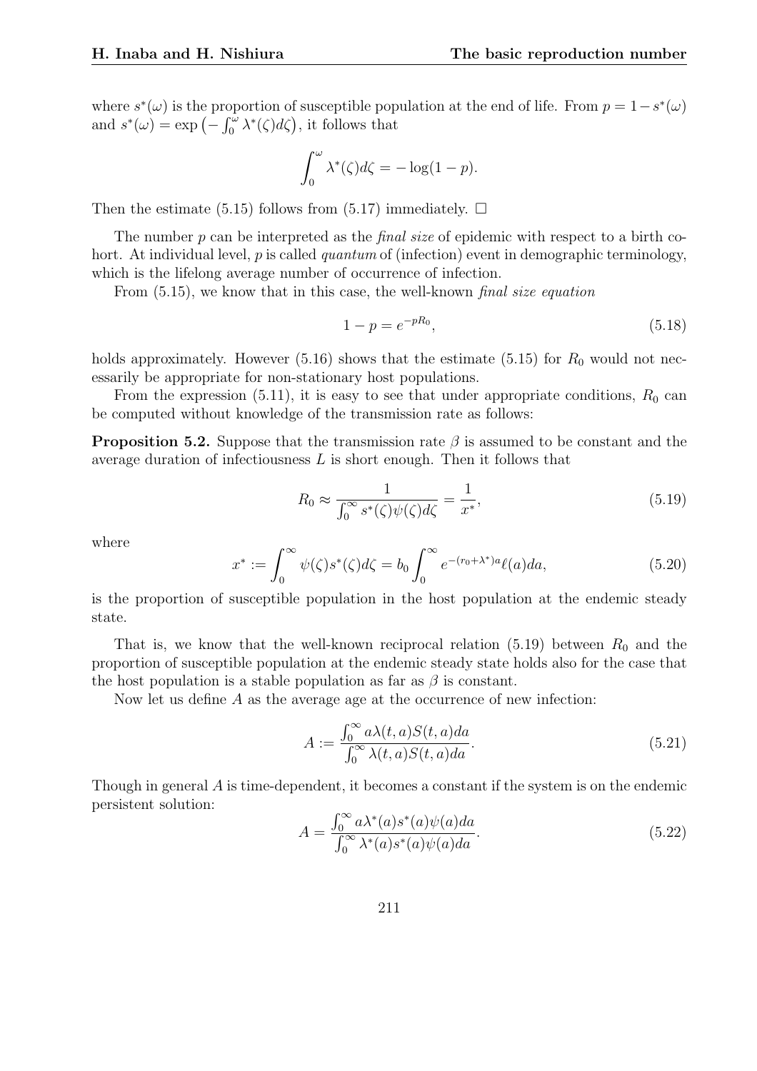where $s^*(\omega)$ is the proportion of susceptible population at the end of life. From $p = 1 - s^*(\omega)$ and $s^*(\omega) = \exp\left(-\int_0^\omega \lambda^*(\zeta)d\zeta\right)$, it follows that

$$\int_0^\omega \lambda^*(\zeta)d\zeta = -\log(1-p).$$

Then the estimate (5.15) follows from (5.17) immediately. $\square$

The number $p$ can be interpreted as the *final size* of epidemic with respect to a birth cohort. At individual level, $p$ is called *quantum* of (infection) event in demographic terminology, which is the lifelong average number of occurrence of infection.

From (5.15), we know that in this case, the well-known *final size equation*

$$1 - p = e^{-pR_0}, \tag{5.18}$$

holds approximately. However (5.16) shows that the estimate (5.15) for $R_0$ would not necessarily be appropriate for non-stationary host populations.

From the expression (5.11), it is easy to see that under appropriate conditions, $R_0$ can be computed without knowledge of the transmission rate as follows:

**Proposition 5.2.** Suppose that the transmission rate $\beta$ is assumed to be constant and the average duration of infectiousness $L$ is short enough. Then it follows that

$$R_0 \approx \frac{1}{\int_0^\infty s^*(\zeta)\psi(\zeta)d\zeta} = \frac{1}{x^*}, \tag{5.19}$$

where

$$x^* := \int_0^\infty \psi(\zeta)s^*(\zeta)d\zeta = b_0 \int_0^\infty e^{-(r_0+\lambda^*)a}\ell(a)da, \tag{5.20}$$

is the proportion of susceptible population in the host population at the endemic steady state.

That is, we know that the well-known reciprocal relation (5.19) between $R_0$ and the proportion of susceptible population at the endemic steady state holds also for the case that the host population is a stable population as far as $\beta$ is constant.

Now let us define $A$ as the average age at the occurrence of new infection:

$$A := \frac{\int_0^\infty a\lambda(t,a)S(t,a)da}{\int_0^\infty \lambda(t,a)S(t,a)da}. \tag{5.21}$$

Though in general $A$ is time-dependent, it becomes a constant if the system is on the endemic persistent solution:

$$A = \frac{\int_0^\infty a\lambda^*(a)s^*(a)\psi(a)da}{\int_0^\infty \lambda^*(a)s^*(a)\psi(a)da}. \tag{5.22}$$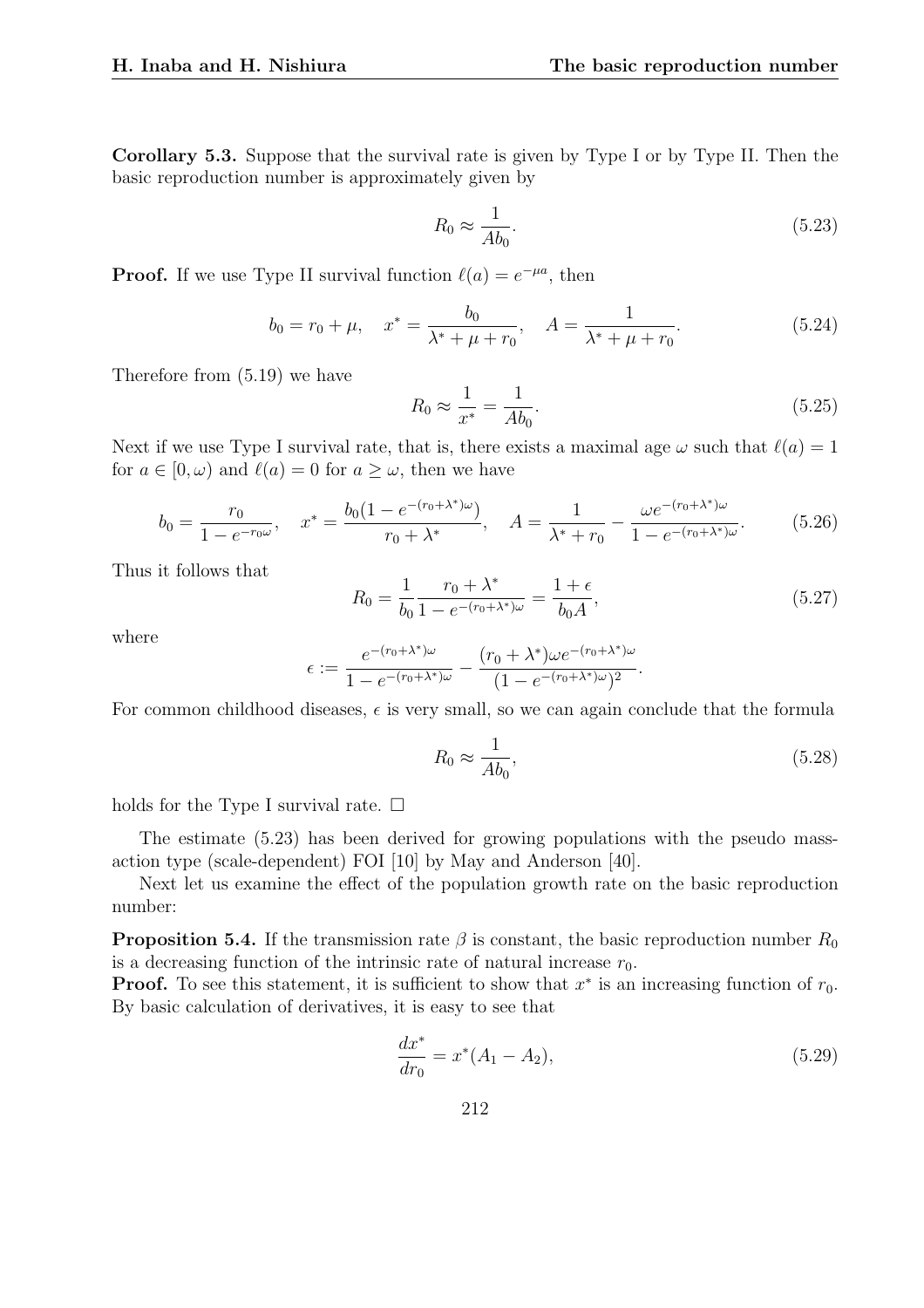**Corollary 5.3.** Suppose that the survival rate is given by Type I or by Type II. Then the basic reproduction number is approximately given by

$$R_0 \approx \frac{1}{Ab_0}. \tag{5.23}$$

**Proof.** If we use Type II survival function $\ell(a) = e^{-\mu a}$, then

$$b_0 = r_0 + \mu, \quad x^* = \frac{b_0}{\lambda^* + \mu + r_0}, \quad A = \frac{1}{\lambda^* + \mu + r_0}. \tag{5.24}$$

Therefore from (5.19) we have

$$R_0 \approx \frac{1}{x^*} = \frac{1}{Ab_0}. \tag{5.25}$$

Next if we use Type I survival rate, that is, there exists a maximal age $\omega$ such that $\ell(a) = 1$ for $a \in [0, \omega)$ and $\ell(a) = 0$ for $a \geq \omega$, then we have

$$b_0 = \frac{r_0}{1 - e^{-r_0 \omega}}, \quad x^* = \frac{b_0(1 - e^{-(r_0+\lambda^*)\omega})}{r_0 + \lambda^*}, \quad A = \frac{1}{\lambda^* + r_0} - \frac{\omega e^{-(r_0+\lambda^*)\omega}}{1 - e^{-(r_0+\lambda^*)\omega}}. \tag{5.26}$$

Thus it follows that

$$R_0 = \frac{1}{b_0} \frac{r_0 + \lambda^*}{1 - e^{-(r_0+\lambda^*)\omega}} = \frac{1 + \epsilon}{b_0 A}, \tag{5.27}$$

where

$$\epsilon := \frac{e^{-(r_0+\lambda^*)\omega}}{1 - e^{-(r_0+\lambda^*)\omega}} - \frac{(r_0 + \lambda^*)\omega e^{-(r_0+\lambda^*)\omega}}{(1 - e^{-(r_0+\lambda^*)\omega})^2}.$$

For common childhood diseases, $\epsilon$ is very small, so we can again conclude that the formula

$$R_0 \approx \frac{1}{Ab_0}, \tag{5.28}$$

holds for the Type I survival rate. □

The estimate (5.23) has been derived for growing populations with the pseudo mass-action type (scale-dependent) FOI [10] by May and Anderson [40].

Next let us examine the effect of the population growth rate on the basic reproduction number:

**Proposition 5.4.** If the transmission rate $\beta$ is constant, the basic reproduction number $R_0$ is a decreasing function of the intrinsic rate of natural increase $r_0$.

**Proof.** To see this statement, it is sufficient to show that $x^*$ is an increasing function of $r_0$. By basic calculation of derivatives, it is easy to see that

$$\frac{dx^*}{dr_0} = x^*(A_1 - A_2), \tag{5.29}$$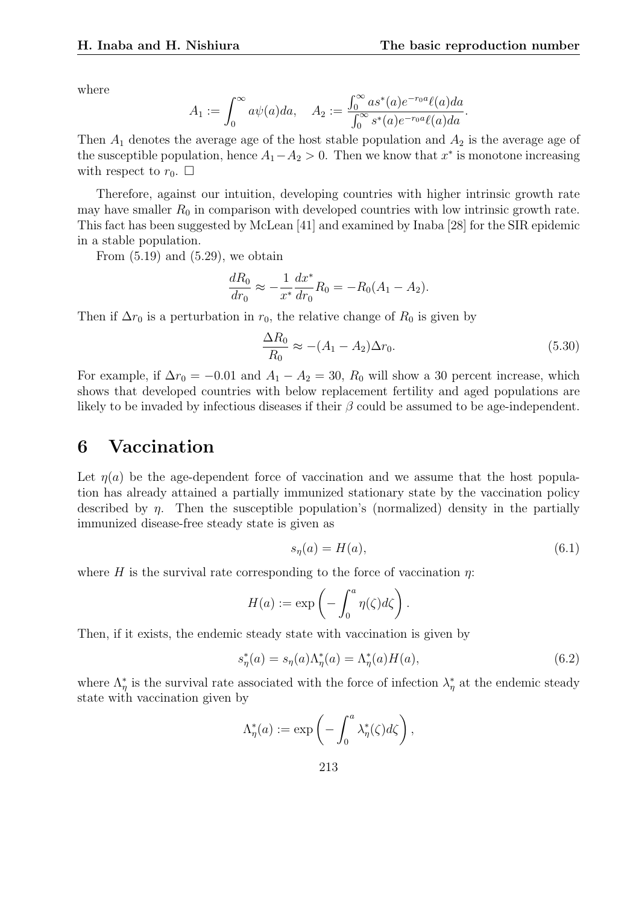where

$$A_1 := \int_0^\infty a\psi(a)da, \quad A_2 := \frac{\int_0^\infty as^*(a)e^{-r_0 a}\ell(a)da}{\int_0^\infty s^*(a)e^{-r_0 a}\ell(a)da}.$$

Then $A_1$ denotes the average age of the host stable population and $A_2$ is the average age of the susceptible population, hence $A_1 - A_2 > 0$. Then we know that $x^*$ is monotone increasing with respect to $r_0$. $\square$

Therefore, against our intuition, developing countries with higher intrinsic growth rate may have smaller $R_0$ in comparison with developed countries with low intrinsic growth rate. This fact has been suggested by McLean [41] and examined by Inaba [28] for the SIR epidemic in a stable population.

From (5.19) and (5.29), we obtain

$$\frac{dR_0}{dr_0} \approx -\frac{1}{x^*}\frac{dx^*}{dr_0}R_0 = -R_0(A_1 - A_2).$$

Then if $\Delta r_0$ is a perturbation in $r_0$, the relative change of $R_0$ is given by

$$\frac{\Delta R_0}{R_0} \approx -(A_1 - A_2)\Delta r_0. \tag{5.30}$$

For example, if $\Delta r_0 = -0.01$ and $A_1 - A_2 = 30$, $R_0$ will show a 30 percent increase, which shows that developed countries with below replacement fertility and aged populations are likely to be invaded by infectious diseases if their $\beta$ could be assumed to be age-independent.

# 6 Vaccination

Let $\eta(a)$ be the age-dependent force of vaccination and we assume that the host population has already attained a partially immunized stationary state by the vaccination policy described by $\eta$. Then the susceptible population's (normalized) density in the partially immunized disease-free steady state is given as

$$s_\eta(a) = H(a), \tag{6.1}$$

where $H$ is the survival rate corresponding to the force of vaccination $\eta$:

$$H(a) := \exp\left(-\int_0^a \eta(\zeta)d\zeta\right).$$

Then, if it exists, the endemic steady state with vaccination is given by

$$s^*_\eta(a) = s_\eta(a)\Lambda^*_\eta(a) = \Lambda^*_\eta(a)H(a), \tag{6.2}$$

where $\Lambda^*_\eta$ is the survival rate associated with the force of infection $\lambda^*_\eta$ at the endemic steady state with vaccination given by

$$\Lambda^*_\eta(a) := \exp\left(-\int_0^a \lambda^*_\eta(\zeta)d\zeta\right),$$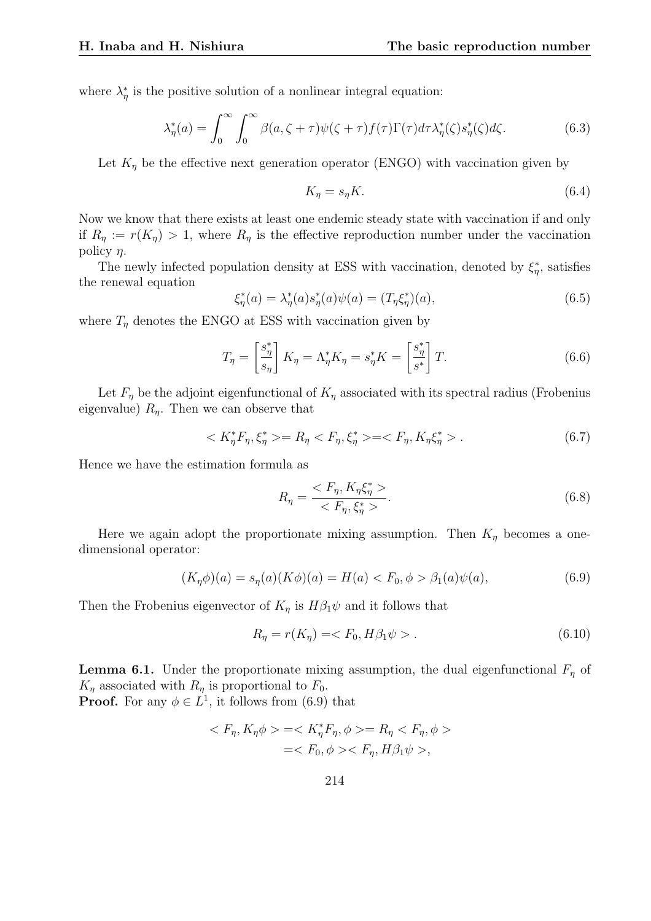where $\lambda_\eta^*$ is the positive solution of a nonlinear integral equation:

$$\lambda_\eta^*(a) = \int_0^\infty \int_0^\infty \beta(a, \zeta+\tau)\psi(\zeta+\tau)f(\tau)\Gamma(\tau)d\tau\lambda_\eta^*(\zeta)s_\eta^*(\zeta)d\zeta. \tag{6.3}$$

Let $K_\eta$ be the effective next generation operator (ENGO) with vaccination given by

$$K_\eta = s_\eta K. \tag{6.4}$$

Now we know that there exists at least one endemic steady state with vaccination if and only if $R_\eta := r(K_\eta) > 1$, where $R_\eta$ is the effective reproduction number under the vaccination policy $\eta$.

The newly infected population density at ESS with vaccination, denoted by $\xi_\eta^*$, satisfies the renewal equation

$$\xi_\eta^*(a) = \lambda_\eta^*(a)s_\eta^*(a)\psi(a) = (T_\eta\xi_\eta^*)(a), \tag{6.5}$$

where $T_\eta$ denotes the ENGO at ESS with vaccination given by

$$T_\eta = \left[\frac{s_\eta^*}{s_\eta}\right] K_\eta = \Lambda_\eta^* K_\eta = s_\eta^* K = \left[\frac{s_\eta^*}{s^*}\right] T. \tag{6.6}$$

Let $F_\eta$ be the adjoint eigenfunctional of $K_\eta$ associated with its spectral radius (Frobenius eigenvalue) $R_\eta$. Then we can observe that

$$< K_\eta^* F_\eta, \xi_\eta^* >= R_\eta < F_\eta, \xi_\eta^* >=< F_\eta, K_\eta\xi_\eta^* > . \tag{6.7}$$

Hence we have the estimation formula as

$$R_\eta = \frac{< F_\eta, K_\eta\xi_\eta^* >}{< F_\eta, \xi_\eta^* >}. \tag{6.8}$$

Here we again adopt the proportionate mixing assumption. Then $K_\eta$ becomes a one-dimensional operator:

$$(K_\eta\phi)(a) = s_\eta(a)(K\phi)(a) = H(a) < F_0, \phi > \beta_1(a)\psi(a), \tag{6.9}$$

Then the Frobenius eigenvector of $K_\eta$ is $H\beta_1\psi$ and it follows that

$$R_\eta = r(K_\eta) =< F_0, H\beta_1\psi > . \tag{6.10}$$

**Lemma 6.1.** Under the proportionate mixing assumption, the dual eigenfunctional $F_\eta$ of $K_\eta$ associated with $R_\eta$ is proportional to $F_0$.

**Proof.** For any $\phi \in L^1$, it follows from (6.9) that

$$\begin{aligned} < F_\eta, K_\eta\phi > &=< K_\eta^* F_\eta, \phi >= R_\eta < F_\eta, \phi > \\ &=< F_0, \phi >< F_\eta, H\beta_1\psi >, \end{aligned}$$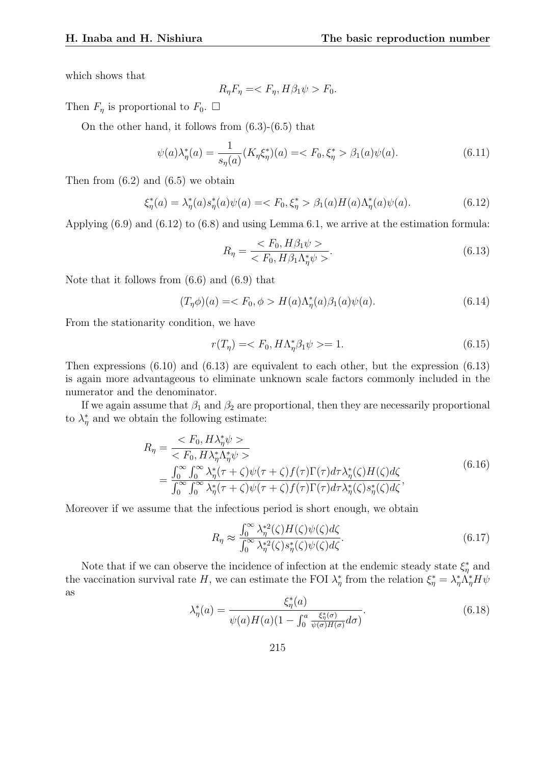which shows that

$$R_\eta F_\eta = < F_\eta, H\beta_1\psi > F_0.$$

Then $F_\eta$ is proportional to $F_0$. $\square$

On the other hand, it follows from (6.3)-(6.5) that

$$\psi(a)\lambda^*_\eta(a) = \frac{1}{s_\eta(a)}(K_\eta \xi^*_\eta)(a) = < F_0, \xi^*_\eta > \beta_1(a)\psi(a). \tag{6.11}$$

Then from (6.2) and (6.5) we obtain

$$\xi^*_\eta(a) = \lambda^*_\eta(a)s^*_\eta(a)\psi(a) = < F_0, \xi^*_\eta > \beta_1(a)H(a)\Lambda^*_\eta(a)\psi(a). \tag{6.12}$$

Applying (6.9) and (6.12) to (6.8) and using Lemma 6.1, we arrive at the estimation formula:

$$R_\eta = \frac{< F_0, H\beta_1\psi >}{< F_0, H\beta_1\Lambda^*_\eta\psi >}. \tag{6.13}$$

Note that it follows from (6.6) and (6.9) that

$$(T_\eta\phi)(a) = < F_0, \phi > H(a)\Lambda^*_\eta(a)\beta_1(a)\psi(a). \tag{6.14}$$

From the stationarity condition, we have

$$r(T_\eta) = < F_0, H\Lambda^*_\eta\beta_1\psi > = 1. \tag{6.15}$$

Then expressions (6.10) and (6.13) are equivalent to each other, but the expression (6.13) is again more advantageous to eliminate unknown scale factors commonly included in the numerator and the denominator.

If we again assume that $\beta_1$ and $\beta_2$ are proportional, then they are necessarily proportional to $\lambda^*_\eta$ and we obtain the following estimate:

$$\begin{aligned}
R_\eta &= \frac{< F_0, H\lambda^*_\eta\psi >}{< F_0, H\lambda^*_\eta\Lambda^*_\eta\psi >} \\
&= \frac{\int_0^\infty \int_0^\infty \lambda^*_\eta(\tau+\zeta)\psi(\tau+\zeta)f(\tau)\Gamma(\tau)d\tau\lambda^*_\eta(\zeta)H(\zeta)d\zeta}{\int_0^\infty \int_0^\infty \lambda^*_\eta(\tau+\zeta)\psi(\tau+\zeta)f(\tau)\Gamma(\tau)d\tau\lambda^*_\eta(\zeta)s^*_\eta(\zeta)d\zeta},
\end{aligned} \tag{6.16}$$

Moreover if we assume that the infectious period is short enough, we obtain

$$R_\eta \approx \frac{\int_0^\infty \lambda^{*2}_\eta(\zeta)H(\zeta)\psi(\zeta)d\zeta}{\int_0^\infty \lambda^{*2}_\eta(\zeta)s^*_\eta(\zeta)\psi(\zeta)d\zeta}. \tag{6.17}$$

Note that if we can observe the incidence of infection at the endemic steady state $\xi^*_\eta$ and the vaccination survival rate $H$, we can estimate the FOI $\lambda^*_\eta$ from the relation $\xi^*_\eta = \lambda^*_\eta\Lambda^*_\eta H\psi$ as

$$\lambda^*_\eta(a) = \frac{\xi^*_\eta(a)}{\psi(a)H(a)(1 - \int_0^a \frac{\xi^*_\eta(\sigma)}{\psi(\sigma)H(\sigma)}d\sigma)}. \tag{6.18}$$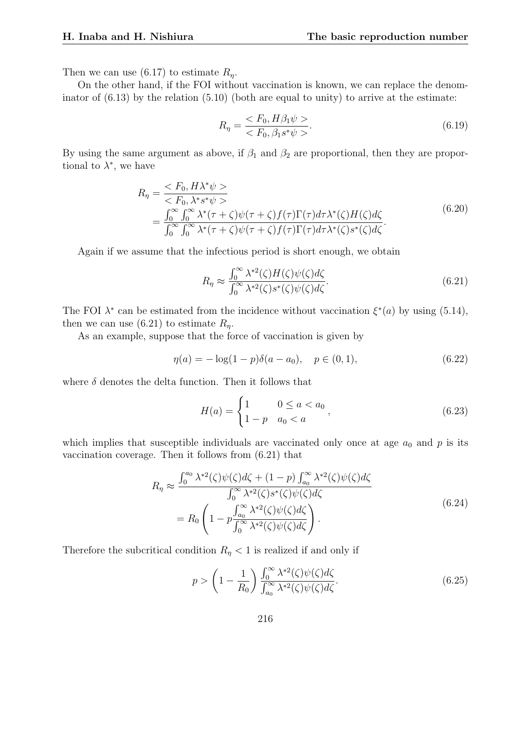Then we can use (6.17) to estimate $R_\eta$.

On the other hand, if the FOI without vaccination is known, we can replace the denominator of (6.13) by the relation (5.10) (both are equal to unity) to arrive at the estimate:

$$R_\eta = \frac{< F_0, H\beta_1\psi >}{< F_0, \beta_1 s^* \psi >}. \tag{6.19}$$

By using the same argument as above, if $\beta_1$ and $\beta_2$ are proportional, then they are proportional to $\lambda^*$, we have

$$\begin{aligned} R_\eta &= \frac{< F_0, H\lambda^*\psi >}{< F_0, \lambda^* s^* \psi >} \\ &= \frac{\int_0^\infty \int_0^\infty \lambda^*(\tau+\zeta)\psi(\tau+\zeta)f(\tau)\Gamma(\tau)d\tau\lambda^*(\zeta)H(\zeta)d\zeta}{\int_0^\infty \int_0^\infty \lambda^*(\tau+\zeta)\psi(\tau+\zeta)f(\tau)\Gamma(\tau)d\tau\lambda^*(\zeta)s^*(\zeta)d\zeta}. \end{aligned} \tag{6.20}$$

Again if we assume that the infectious period is short enough, we obtain

$$R_\eta \approx \frac{\int_0^\infty \lambda^{*2}(\zeta)H(\zeta)\psi(\zeta)d\zeta}{\int_0^\infty \lambda^{*2}(\zeta)s^*(\zeta)\psi(\zeta)d\zeta}. \tag{6.21}$$

The FOI $\lambda^*$ can be estimated from the incidence without vaccination $\xi^*(a)$ by using (5.14), then we can use (6.21) to estimate $R_\eta$.

As an example, suppose that the force of vaccination is given by

$$\eta(a) = -\log(1-p)\delta(a-a_0), \quad p \in (0,1), \tag{6.22}$$

where $\delta$ denotes the delta function. Then it follows that

$$H(a) = \begin{cases} 1 & 0 \le a < a_0 \\ 1-p & a_0 < a \end{cases}, \tag{6.23}$$

which implies that susceptible individuals are vaccinated only once at age $a_0$ and $p$ is its vaccination coverage. Then it follows from (6.21) that

$$\begin{aligned} R_\eta &\approx \frac{\int_0^{a_0} \lambda^{*2}(\zeta)\psi(\zeta)d\zeta + (1-p)\int_{a_0}^\infty \lambda^{*2}(\zeta)\psi(\zeta)d\zeta}{\int_0^\infty \lambda^{*2}(\zeta)s^*(\zeta)\psi(\zeta)d\zeta} \\ &= R_0\left(1 - p\frac{\int_{a_0}^\infty \lambda^{*2}(\zeta)\psi(\zeta)d\zeta}{\int_0^\infty \lambda^{*2}(\zeta)\psi(\zeta)d\zeta}\right). \end{aligned} \tag{6.24}$$

Therefore the subcritical condition $R_\eta < 1$ is realized if and only if

$$p > \left(1 - \frac{1}{R_0}\right)\frac{\int_0^\infty \lambda^{*2}(\zeta)\psi(\zeta)d\zeta}{\int_{a_0}^\infty \lambda^{*2}(\zeta)\psi(\zeta)d\zeta}. \tag{6.25}$$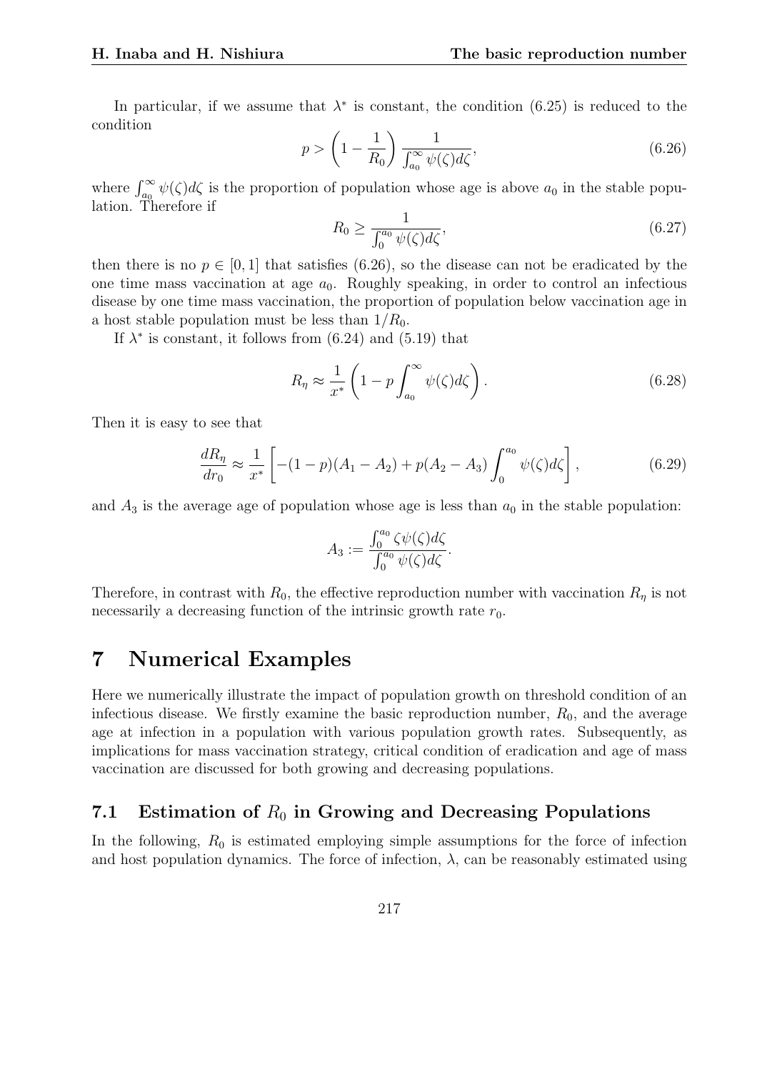In particular, if we assume that $\lambda^*$ is constant, the condition (6.25) is reduced to the condition

$$p > \left(1 - \frac{1}{R_0}\right) \frac{1}{\int_{a_0}^{\infty} \psi(\zeta) d\zeta}, \tag{6.26}$$

where $\int_{a_0}^{\infty} \psi(\zeta) d\zeta$ is the proportion of population whose age is above $a_0$ in the stable population. Therefore if

$$R_0 \geq \frac{1}{\int_0^{a_0} \psi(\zeta) d\zeta}, \tag{6.27}$$

then there is no $p \in [0, 1]$ that satisfies (6.26), so the disease can not be eradicated by the one time mass vaccination at age $a_0$. Roughly speaking, in order to control an infectious disease by one time mass vaccination, the proportion of population below vaccination age in a host stable population must be less than $1/R_0$.

If $\lambda^*$ is constant, it follows from (6.24) and (5.19) that

$$R_\eta \approx \frac{1}{x^*} \left(1 - p \int_{a_0}^{\infty} \psi(\zeta) d\zeta\right). \tag{6.28}$$

Then it is easy to see that

$$\frac{dR_\eta}{dr_0} \approx \frac{1}{x^*} \left[-(1-p)(A_1 - A_2) + p(A_2 - A_3) \int_0^{a_0} \psi(\zeta) d\zeta\right], \tag{6.29}$$

and $A_3$ is the average age of population whose age is less than $a_0$ in the stable population:

$$A_3 := \frac{\int_0^{a_0} \zeta \psi(\zeta) d\zeta}{\int_0^{a_0} \psi(\zeta) d\zeta}.$$

Therefore, in contrast with $R_0$, the effective reproduction number with vaccination $R_\eta$ is not necessarily a decreasing function of the intrinsic growth rate $r_0$.

# 7 Numerical Examples

Here we numerically illustrate the impact of population growth on threshold condition of an infectious disease. We firstly examine the basic reproduction number, $R_0$, and the average age at infection in a population with various population growth rates. Subsequently, as implications for mass vaccination strategy, critical condition of eradication and age of mass vaccination are discussed for both growing and decreasing populations.

## 7.1 Estimation of $R_0$ in Growing and Decreasing Populations

In the following, $R_0$ is estimated employing simple assumptions for the force of infection and host population dynamics. The force of infection, $\lambda$, can be reasonably estimated using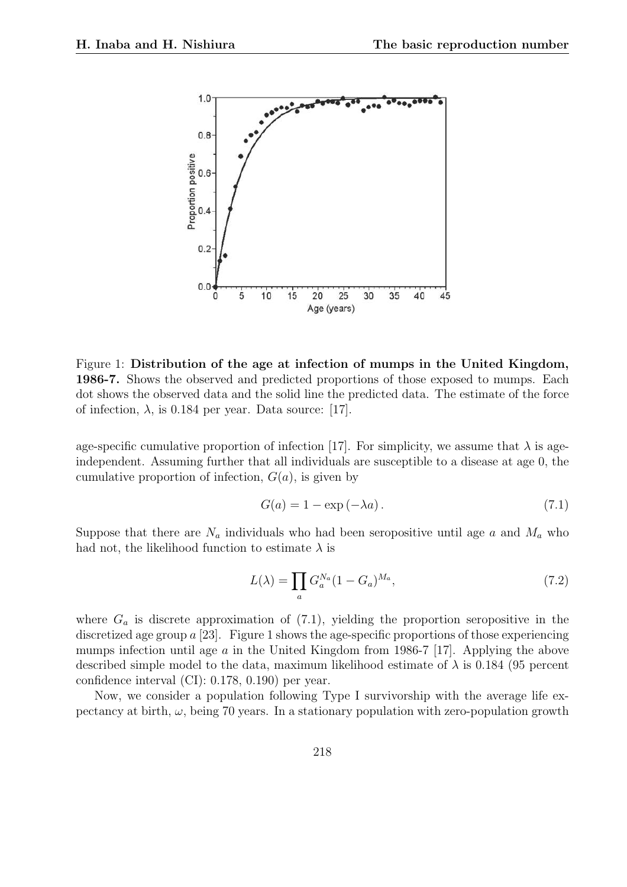Figure 1: **Distribution of the age at infection of mumps in the United Kingdom, 1986-7.** Shows the observed and predicted proportions of those exposed to mumps. Each dot shows the observed data and the solid line the predicted data. The estimate of the force of infection, $\lambda$, is 0.184 per year. Data source: [17].

age-specific cumulative proportion of infection [17]. For simplicity, we assume that $\lambda$ is age-independent. Assuming further that all individuals are susceptible to a disease at age 0, the cumulative proportion of infection, $G(a)$, is given by

$$G(a) = 1 - \exp(-\lambda a). \tag{7.1}$$

Suppose that there are $N_a$ individuals who had been seropositive until age $a$ and $M_a$ who had not, the likelihood function to estimate $\lambda$ is

$$L(\lambda) = \prod_a G_a^{N_a}(1 - G_a)^{M_a}, \tag{7.2}$$

where $G_a$ is discrete approximation of (7.1), yielding the proportion seropositive in the discretized age group $a$ [23]. Figure 1 shows the age-specific proportions of those experiencing mumps infection until age $a$ in the United Kingdom from 1986-7 [17]. Applying the above described simple model to the data, maximum likelihood estimate of $\lambda$ is 0.184 (95 percent confidence interval (CI): 0.178, 0.190) per year.

Now, we consider a population following Type I survivorship with the average life expectancy at birth, $\omega$, being 70 years. In a stationary population with zero-population growth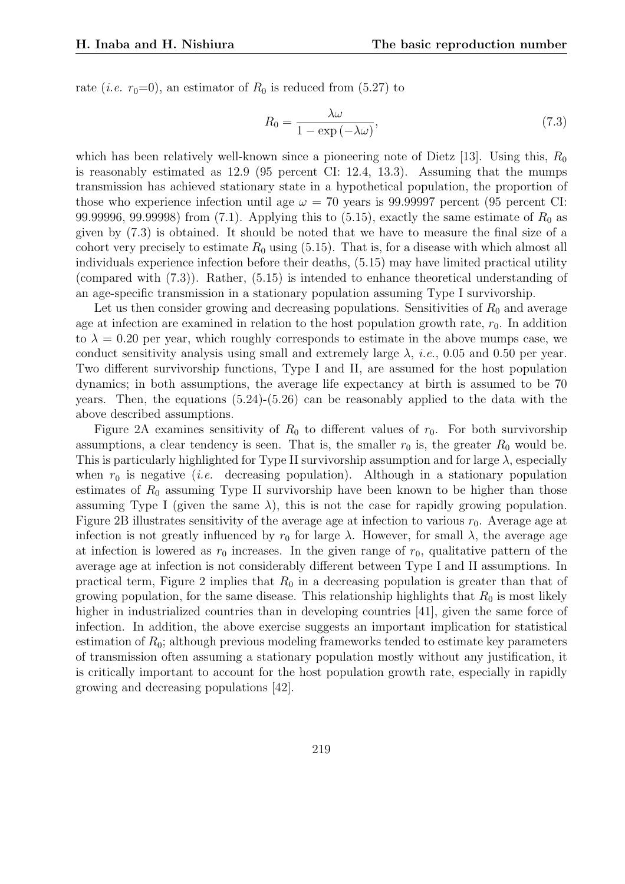rate (*i.e.* $r_0$=0), an estimator of $R_0$ is reduced from (5.27) to

$$R_0 = \frac{\lambda \omega}{1 - \exp(-\lambda \omega)}, \tag{7.3}$$

which has been relatively well-known since a pioneering note of Dietz [13]. Using this, $R_0$ is reasonably estimated as 12.9 (95 percent CI: 12.4, 13.3). Assuming that the mumps transmission has achieved stationary state in a hypothetical population, the proportion of those who experience infection until age $\omega = 70$ years is 99.99997 percent (95 percent CI: 99.99996, 99.99998) from (7.1). Applying this to (5.15), exactly the same estimate of $R_0$ as given by (7.3) is obtained. It should be noted that we have to measure the final size of a cohort very precisely to estimate $R_0$ using (5.15). That is, for a disease with which almost all individuals experience infection before their deaths, (5.15) may have limited practical utility (compared with (7.3)). Rather, (5.15) is intended to enhance theoretical understanding of an age-specific transmission in a stationary population assuming Type I survivorship.

Let us then consider growing and decreasing populations. Sensitivities of $R_0$ and average age at infection are examined in relation to the host population growth rate, $r_0$. In addition to $\lambda = 0.20$ per year, which roughly corresponds to estimate in the above mumps case, we conduct sensitivity analysis using small and extremely large $\lambda$, *i.e.*, 0.05 and 0.50 per year. Two different survivorship functions, Type I and II, are assumed for the host population dynamics; in both assumptions, the average life expectancy at birth is assumed to be 70 years. Then, the equations (5.24)-(5.26) can be reasonably applied to the data with the above described assumptions.

Figure 2A examines sensitivity of $R_0$ to different values of $r_0$. For both survivorship assumptions, a clear tendency is seen. That is, the smaller $r_0$ is, the greater $R_0$ would be. This is particularly highlighted for Type II survivorship assumption and for large $\lambda$, especially when $r_0$ is negative (*i.e.* decreasing population). Although in a stationary population estimates of $R_0$ assuming Type II survivorship have been known to be higher than those assuming Type I (given the same $\lambda$), this is not the case for rapidly growing population. Figure 2B illustrates sensitivity of the average age at infection to various $r_0$. Average age at infection is not greatly influenced by $r_0$ for large $\lambda$. However, for small $\lambda$, the average age at infection is lowered as $r_0$ increases. In the given range of $r_0$, qualitative pattern of the average age at infection is not considerably different between Type I and II assumptions. In practical term, Figure 2 implies that $R_0$ in a decreasing population is greater than that of growing population, for the same disease. This relationship highlights that $R_0$ is most likely higher in industrialized countries than in developing countries [41], given the same force of infection. In addition, the above exercise suggests an important implication for statistical estimation of $R_0$; although previous modeling frameworks tended to estimate key parameters of transmission often assuming a stationary population mostly without any justification, it is critically important to account for the host population growth rate, especially in rapidly growing and decreasing populations [42].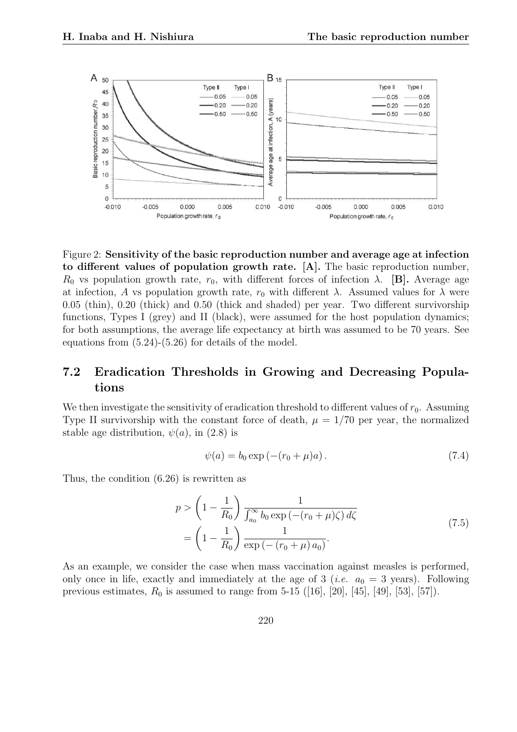Figure 2: **Sensitivity of the basic reproduction number and average age at infection to different values of population growth rate. [A].** The basic reproduction number, $R_0$ vs population growth rate, $r_0$, with different forces of infection $\lambda$. **[B].** Average age at infection, $A$ vs population growth rate, $r_0$ with different $\lambda$. Assumed values for $\lambda$ were 0.05 (thin), 0.20 (thick) and 0.50 (thick and shaded) per year. Two different survivorship functions, Types I (grey) and II (black), were assumed for the host population dynamics; for both assumptions, the average life expectancy at birth was assumed to be 70 years. See equations from (5.24)-(5.26) for details of the model.

## 7.2 Eradication Thresholds in Growing and Decreasing Populations

We then investigate the sensitivity of eradication threshold to different values of $r_0$. Assuming Type II survivorship with the constant force of death, $\mu = 1/70$ per year, the normalized stable age distribution, $\psi(a)$, in (2.8) is

$$\psi(a) = b_0 \exp\left(-(r_0 + \mu)a\right). \tag{7.4}$$

Thus, the condition (6.26) is rewritten as

$$\begin{aligned} p &> \left(1 - \frac{1}{R_0}\right) \frac{1}{\int_{a_0}^{\infty} b_0 \exp\left(-(r_0 + \mu)\zeta\right) d\zeta} \\ &= \left(1 - \frac{1}{R_0}\right) \frac{1}{\exp\left(-\left(r_0 + \mu\right) a_0\right)}. \end{aligned} \tag{7.5}$$

As an example, we consider the case when mass vaccination against measles is performed, only once in life, exactly and immediately at the age of 3 (*i.e.* $a_0 = 3$ years). Following previous estimates, $R_0$ is assumed to range from 5-15 ([16], [20], [45], [49], [53], [57]).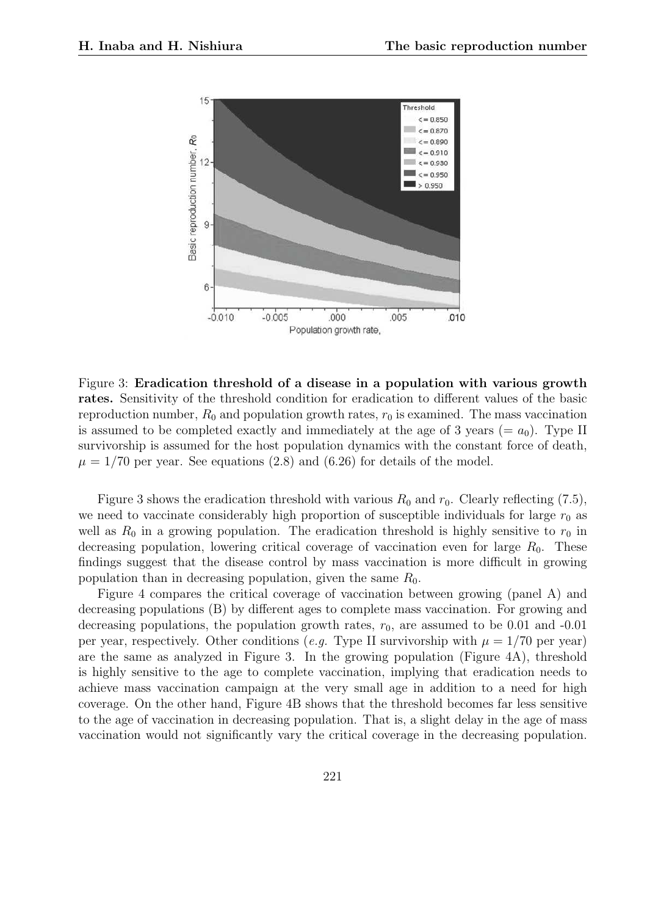Figure 3: **Eradication threshold of a disease in a population with various growth rates.** Sensitivity of the threshold condition for eradication to different values of the basic reproduction number, $R_0$ and population growth rates, $r_0$ is examined. The mass vaccination is assumed to be completed exactly and immediately at the age of 3 years ($= a_0$). Type II survivorship is assumed for the host population dynamics with the constant force of death, $\mu = 1/70$ per year. See equations (2.8) and (6.26) for details of the model.

Figure 3 shows the eradication threshold with various $R_0$ and $r_0$. Clearly reflecting (7.5), we need to vaccinate considerably high proportion of susceptible individuals for large $r_0$ as well as $R_0$ in a growing population. The eradication threshold is highly sensitive to $r_0$ in decreasing population, lowering critical coverage of vaccination even for large $R_0$. These findings suggest that the disease control by mass vaccination is more difficult in growing population than in decreasing population, given the same $R_0$.

Figure 4 compares the critical coverage of vaccination between growing (panel A) and decreasing populations (B) by different ages to complete mass vaccination. For growing and decreasing populations, the population growth rates, $r_0$, are assumed to be 0.01 and -0.01 per year, respectively. Other conditions (*e.g.* Type II survivorship with $\mu = 1/70$ per year) are the same as analyzed in Figure 3. In the growing population (Figure 4A), threshold is highly sensitive to the age to complete vaccination, implying that eradication needs to achieve mass vaccination campaign at the very small age in addition to a need for high coverage. On the other hand, Figure 4B shows that the threshold becomes far less sensitive to the age of vaccination in decreasing population. That is, a slight delay in the age of mass vaccination would not significantly vary the critical coverage in the decreasing population.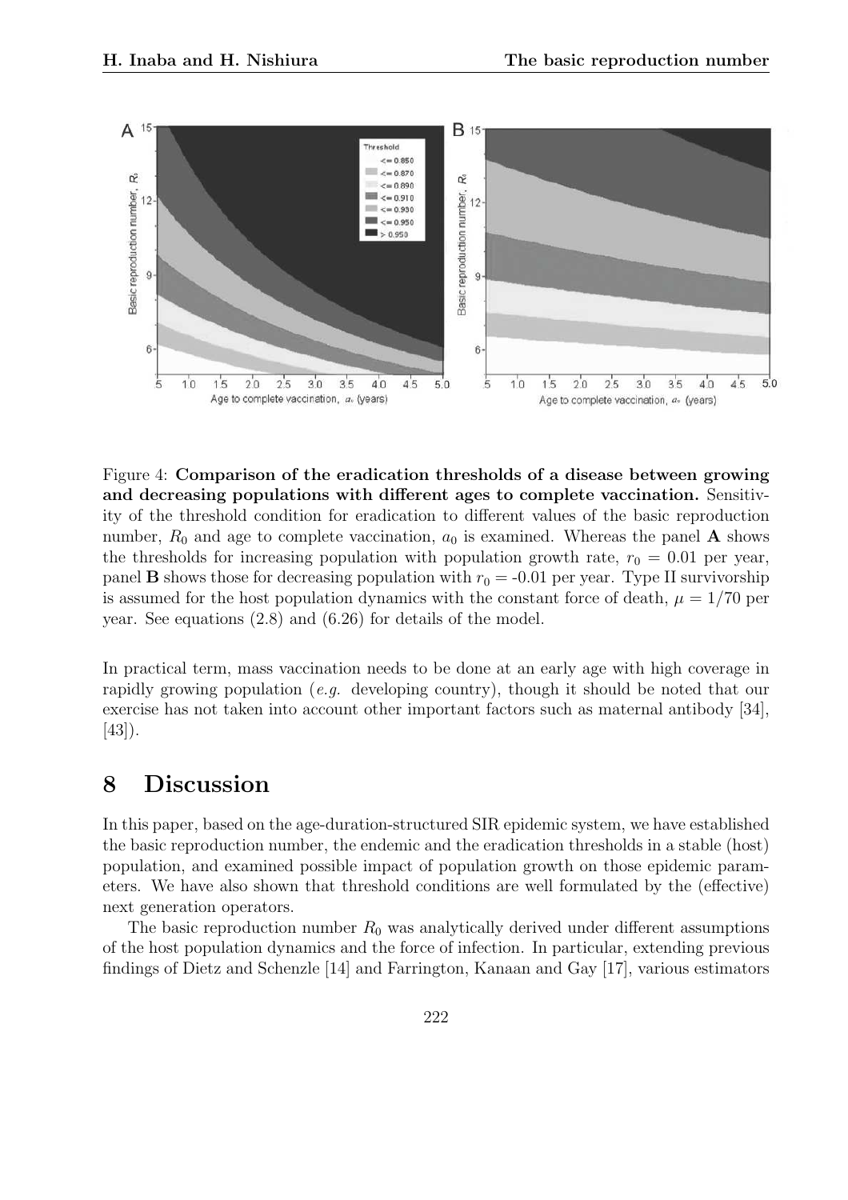Figure 4: **Comparison of the eradication thresholds of a disease between growing and decreasing populations with different ages to complete vaccination.** Sensitivity of the threshold condition for eradication to different values of the basic reproduction number, $R_0$ and age to complete vaccination, $a_0$ is examined. Whereas the panel **A** shows the thresholds for increasing population with population growth rate, $r_0 = 0.01$ per year, panel **B** shows those for decreasing population with $r_0 = -0.01$ per year. Type II survivorship is assumed for the host population dynamics with the constant force of death, $\mu = 1/70$ per year. See equations (2.8) and (6.26) for details of the model.

In practical term, mass vaccination needs to be done at an early age with high coverage in rapidly growing population (*e.g.* developing country), though it should be noted that our exercise has not taken into account other important factors such as maternal antibody [34], [43]).

# 8 Discussion

In this paper, based on the age-duration-structured SIR epidemic system, we have established the basic reproduction number, the endemic and the eradication thresholds in a stable (host) population, and examined possible impact of population growth on those epidemic parameters. We have also shown that threshold conditions are well formulated by the (effective) next generation operators.

The basic reproduction number $R_0$ was analytically derived under different assumptions of the host population dynamics and the force of infection. In particular, extending previous findings of Dietz and Schenzle [14] and Farrington, Kanaan and Gay [17], various estimators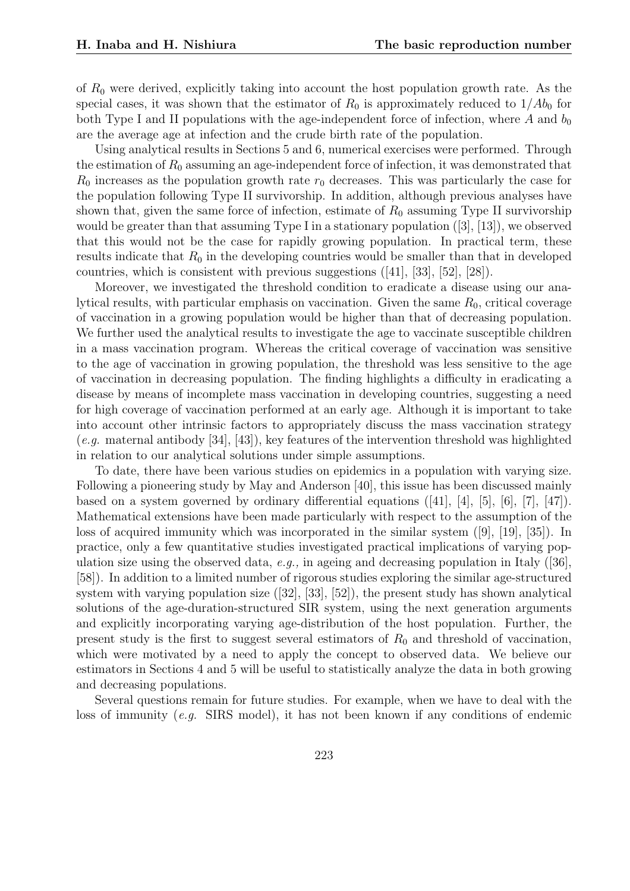of $R_0$ were derived, explicitly taking into account the host population growth rate. As the special cases, it was shown that the estimator of $R_0$ is approximately reduced to $1/Ab_0$ for both Type I and II populations with the age-independent force of infection, where $A$ and $b_0$ are the average age at infection and the crude birth rate of the population.

Using analytical results in Sections 5 and 6, numerical exercises were performed. Through the estimation of $R_0$ assuming an age-independent force of infection, it was demonstrated that $R_0$ increases as the population growth rate $r_0$ decreases. This was particularly the case for the population following Type II survivorship. In addition, although previous analyses have shown that, given the same force of infection, estimate of $R_0$ assuming Type II survivorship would be greater than that assuming Type I in a stationary population ([3], [13]), we observed that this would not be the case for rapidly growing population. In practical term, these results indicate that $R_0$ in the developing countries would be smaller than that in developed countries, which is consistent with previous suggestions ([41], [33], [52], [28]).

Moreover, we investigated the threshold condition to eradicate a disease using our analytical results, with particular emphasis on vaccination. Given the same $R_0$, critical coverage of vaccination in a growing population would be higher than that of decreasing population. We further used the analytical results to investigate the age to vaccinate susceptible children in a mass vaccination program. Whereas the critical coverage of vaccination was sensitive to the age of vaccination in growing population, the threshold was less sensitive to the age of vaccination in decreasing population. The finding highlights a difficulty in eradicating a disease by means of incomplete mass vaccination in developing countries, suggesting a need for high coverage of vaccination performed at an early age. Although it is important to take into account other intrinsic factors to appropriately discuss the mass vaccination strategy (*e.g.* maternal antibody [34], [43]), key features of the intervention threshold was highlighted in relation to our analytical solutions under simple assumptions.

To date, there have been various studies on epidemics in a population with varying size. Following a pioneering study by May and Anderson [40], this issue has been discussed mainly based on a system governed by ordinary differential equations ([41], [4], [5], [6], [7], [47]). Mathematical extensions have been made particularly with respect to the assumption of the loss of acquired immunity which was incorporated in the similar system ([9], [19], [35]). In practice, only a few quantitative studies investigated practical implications of varying population size using the observed data, *e.g.,* in ageing and decreasing population in Italy ([36], [58]). In addition to a limited number of rigorous studies exploring the similar age-structured system with varying population size ([32], [33], [52]), the present study has shown analytical solutions of the age-duration-structured SIR system, using the next generation arguments and explicitly incorporating varying age-distribution of the host population. Further, the present study is the first to suggest several estimators of $R_0$ and threshold of vaccination, which were motivated by a need to apply the concept to observed data. We believe our estimators in Sections 4 and 5 will be useful to statistically analyze the data in both growing and decreasing populations.

Several questions remain for future studies. For example, when we have to deal with the loss of immunity (*e.g.* SIRS model), it has not been known if any conditions of endemic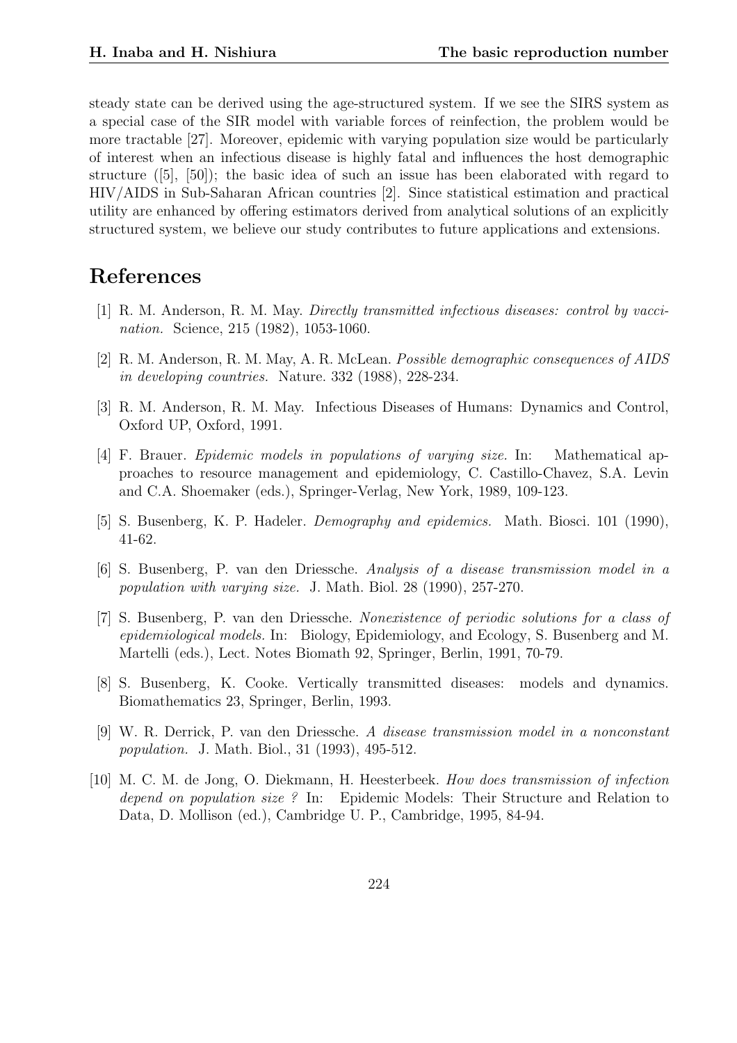steady state can be derived using the age-structured system. If we see the SIRS system as a special case of the SIR model with variable forces of reinfection, the problem would be more tractable [27]. Moreover, epidemic with varying population size would be particularly of interest when an infectious disease is highly fatal and influences the host demographic structure ([5], [50]); the basic idea of such an issue has been elaborated with regard to HIV/AIDS in Sub-Saharan African countries [2]. Since statistical estimation and practical utility are enhanced by offering estimators derived from analytical solutions of an explicitly structured system, we believe our study contributes to future applications and extensions.

# References

[1] R. M. Anderson, R. M. May. *Directly transmitted infectious diseases: control by vaccination.* Science, 215 (1982), 1053-1060.

[2] R. M. Anderson, R. M. May, A. R. McLean. *Possible demographic consequences of AIDS in developing countries.* Nature. 332 (1988), 228-234.

[3] R. M. Anderson, R. M. May. Infectious Diseases of Humans: Dynamics and Control, Oxford UP, Oxford, 1991.

[4] F. Brauer. *Epidemic models in populations of varying size.* In: Mathematical approaches to resource management and epidemiology, C. Castillo-Chavez, S.A. Levin and C.A. Shoemaker (eds.), Springer-Verlag, New York, 1989, 109-123.

[5] S. Busenberg, K. P. Hadeler. *Demography and epidemics.* Math. Biosci. 101 (1990), 41-62.

[6] S. Busenberg, P. van den Driessche. *Analysis of a disease transmission model in a population with varying size.* J. Math. Biol. 28 (1990), 257-270.

[7] S. Busenberg, P. van den Driessche. *Nonexistence of periodic solutions for a class of epidemiological models.* In: Biology, Epidemiology, and Ecology, S. Busenberg and M. Martelli (eds.), Lect. Notes Biomath 92, Springer, Berlin, 1991, 70-79.

[8] S. Busenberg, K. Cooke. Vertically transmitted diseases: models and dynamics. Biomathematics 23, Springer, Berlin, 1993.

[9] W. R. Derrick, P. van den Driessche. *A disease transmission model in a nonconstant population.* J. Math. Biol., 31 (1993), 495-512.

[10] M. C. M. de Jong, O. Diekmann, H. Heesterbeek. *How does transmission of infection depend on population size ?* In: Epidemic Models: Their Structure and Relation to Data, D. Mollison (ed.), Cambridge U. P., Cambridge, 1995, 84-94.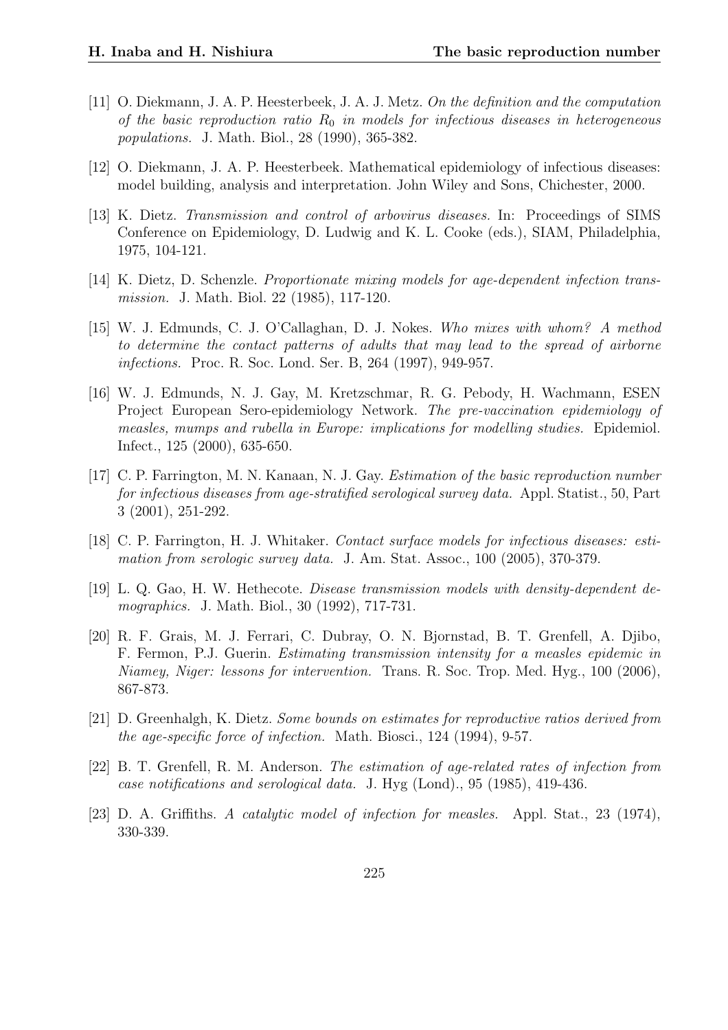[11] O. Diekmann, J. A. P. Heesterbeek, J. A. J. Metz. *On the definition and the computation of the basic reproduction ratio $R_0$ in models for infectious diseases in heterogeneous populations.* J. Math. Biol., 28 (1990), 365-382.

[12] O. Diekmann, J. A. P. Heesterbeek. Mathematical epidemiology of infectious diseases: model building, analysis and interpretation. John Wiley and Sons, Chichester, 2000.

[13] K. Dietz. *Transmission and control of arbovirus diseases.* In: Proceedings of SIMS Conference on Epidemiology, D. Ludwig and K. L. Cooke (eds.), SIAM, Philadelphia, 1975, 104-121.

[14] K. Dietz, D. Schenzle. *Proportionate mixing models for age-dependent infection transmission.* J. Math. Biol. 22 (1985), 117-120.

[15] W. J. Edmunds, C. J. O'Callaghan, D. J. Nokes. *Who mixes with whom? A method to determine the contact patterns of adults that may lead to the spread of airborne infections.* Proc. R. Soc. Lond. Ser. B, 264 (1997), 949-957.

[16] W. J. Edmunds, N. J. Gay, M. Kretzschmar, R. G. Pebody, H. Wachmann, ESEN Project European Sero-epidemiology Network. *The pre-vaccination epidemiology of measles, mumps and rubella in Europe: implications for modelling studies.* Epidemiol. Infect., 125 (2000), 635-650.

[17] C. P. Farrington, M. N. Kanaan, N. J. Gay. *Estimation of the basic reproduction number for infectious diseases from age-stratified serological survey data.* Appl. Statist., 50, Part 3 (2001), 251-292.

[18] C. P. Farrington, H. J. Whitaker. *Contact surface models for infectious diseases: estimation from serologic survey data.* J. Am. Stat. Assoc., 100 (2005), 370-379.

[19] L. Q. Gao, H. W. Hethecote. *Disease transmission models with density-dependent demographics.* J. Math. Biol., 30 (1992), 717-731.

[20] R. F. Grais, M. J. Ferrari, C. Dubray, O. N. Bjornstad, B. T. Grenfell, A. Djibo, F. Fermon, P.J. Guerin. *Estimating transmission intensity for a measles epidemic in Niamey, Niger: lessons for intervention.* Trans. R. Soc. Trop. Med. Hyg., 100 (2006), 867-873.

[21] D. Greenhalgh, K. Dietz. *Some bounds on estimates for reproductive ratios derived from the age-specific force of infection.* Math. Biosci., 124 (1994), 9-57.

[22] B. T. Grenfell, R. M. Anderson. *The estimation of age-related rates of infection from case notifications and serological data.* J. Hyg (Lond)., 95 (1985), 419-436.

[23] D. A. Griffiths. *A catalytic model of infection for measles.* Appl. Stat., 23 (1974), 330-339.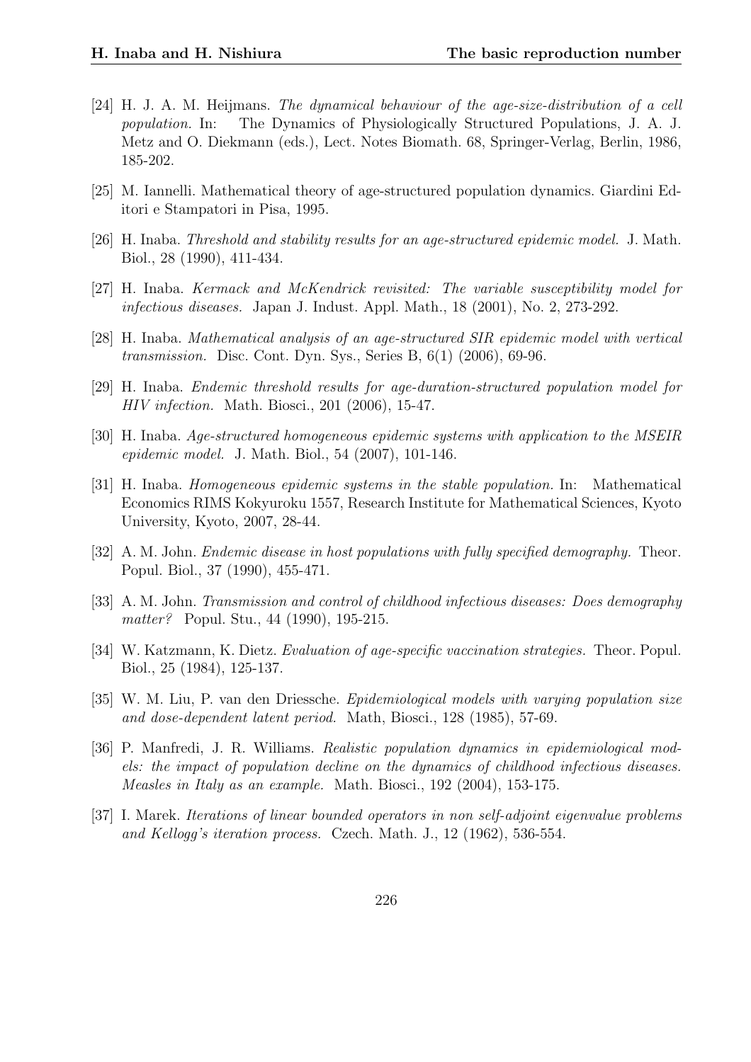[24] H. J. A. M. Heijmans. *The dynamical behaviour of the age-size-distribution of a cell population.* In: The Dynamics of Physiologically Structured Populations, J. A. J. Metz and O. Diekmann (eds.), Lect. Notes Biomath. 68, Springer-Verlag, Berlin, 1986, 185-202.

[25] M. Iannelli. Mathematical theory of age-structured population dynamics. Giardini Editori e Stampatori in Pisa, 1995.

[26] H. Inaba. *Threshold and stability results for an age-structured epidemic model.* J. Math. Biol., 28 (1990), 411-434.

[27] H. Inaba. *Kermack and McKendrick revisited: The variable susceptibility model for infectious diseases.* Japan J. Indust. Appl. Math., 18 (2001), No. 2, 273-292.

[28] H. Inaba. *Mathematical analysis of an age-structured SIR epidemic model with vertical transmission.* Disc. Cont. Dyn. Sys., Series B, 6(1) (2006), 69-96.

[29] H. Inaba. *Endemic threshold results for age-duration-structured population model for HIV infection.* Math. Biosci., 201 (2006), 15-47.

[30] H. Inaba. *Age-structured homogeneous epidemic systems with application to the MSEIR epidemic model.* J. Math. Biol., 54 (2007), 101-146.

[31] H. Inaba. *Homogeneous epidemic systems in the stable population.* In: Mathematical Economics RIMS Kokyuroku 1557, Research Institute for Mathematical Sciences, Kyoto University, Kyoto, 2007, 28-44.

[32] A. M. John. *Endemic disease in host populations with fully specified demography.* Theor. Popul. Biol., 37 (1990), 455-471.

[33] A. M. John. *Transmission and control of childhood infectious diseases: Does demography matter?* Popul. Stu., 44 (1990), 195-215.

[34] W. Katzmann, K. Dietz. *Evaluation of age-specific vaccination strategies.* Theor. Popul. Biol., 25 (1984), 125-137.

[35] W. M. Liu, P. van den Driessche. *Epidemiological models with varying population size and dose-dependent latent period.* Math, Biosci., 128 (1985), 57-69.

[36] P. Manfredi, J. R. Williams. *Realistic population dynamics in epidemiological models: the impact of population decline on the dynamics of childhood infectious diseases. Measles in Italy as an example.* Math. Biosci., 192 (2004), 153-175.

[37] I. Marek. *Iterations of linear bounded operators in non self-adjoint eigenvalue problems and Kellogg's iteration process.* Czech. Math. J., 12 (1962), 536-554.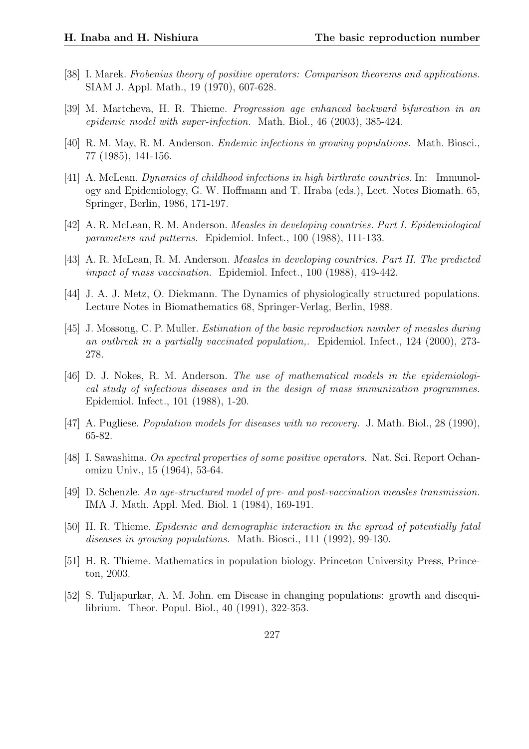[38] I. Marek. *Frobenius theory of positive operators: Comparison theorems and applications.* SIAM J. Appl. Math., 19 (1970), 607-628.

[39] M. Martcheva, H. R. Thieme. *Progression age enhanced backward bifurcation in an epidemic model with super-infection.* Math. Biol., 46 (2003), 385-424.

[40] R. M. May, R. M. Anderson. *Endemic infections in growing populations.* Math. Biosci., 77 (1985), 141-156.

[41] A. McLean. *Dynamics of childhood infections in high birthrate countries.* In: Immunology and Epidemiology, G. W. Hoffmann and T. Hraba (eds.), Lect. Notes Biomath. 65, Springer, Berlin, 1986, 171-197.

[42] A. R. McLean, R. M. Anderson. *Measles in developing countries. Part I. Epidemiological parameters and patterns.* Epidemiol. Infect., 100 (1988), 111-133.

[43] A. R. McLean, R. M. Anderson. *Measles in developing countries. Part II. The predicted impact of mass vaccination.* Epidemiol. Infect., 100 (1988), 419-442.

[44] J. A. J. Metz, O. Diekmann. The Dynamics of physiologically structured populations. Lecture Notes in Biomathematics 68, Springer-Verlag, Berlin, 1988.

[45] J. Mossong, C. P. Muller. *Estimation of the basic reproduction number of measles during an outbreak in a partially vaccinated population,.* Epidemiol. Infect., 124 (2000), 273-278.

[46] D. J. Nokes, R. M. Anderson. *The use of mathematical models in the epidemiological study of infectious diseases and in the design of mass immunization programmes.* Epidemiol. Infect., 101 (1988), 1-20.

[47] A. Pugliese. *Population models for diseases with no recovery.* J. Math. Biol., 28 (1990), 65-82.

[48] I. Sawashima. *On spectral properties of some positive operators.* Nat. Sci. Report Ochanomizu Univ., 15 (1964), 53-64.

[49] D. Schenzle. *An age-structured model of pre- and post-vaccination measles transmission.* IMA J. Math. Appl. Med. Biol. 1 (1984), 169-191.

[50] H. R. Thieme. *Epidemic and demographic interaction in the spread of potentially fatal diseases in growing populations.* Math. Biosci., 111 (1992), 99-130.

[51] H. R. Thieme. Mathematics in population biology. Princeton University Press, Princeton, 2003.

[52] S. Tuljapurkar, A. M. John. em Disease in changing populations: growth and disequilibrium. Theor. Popul. Biol., 40 (1991), 322-353.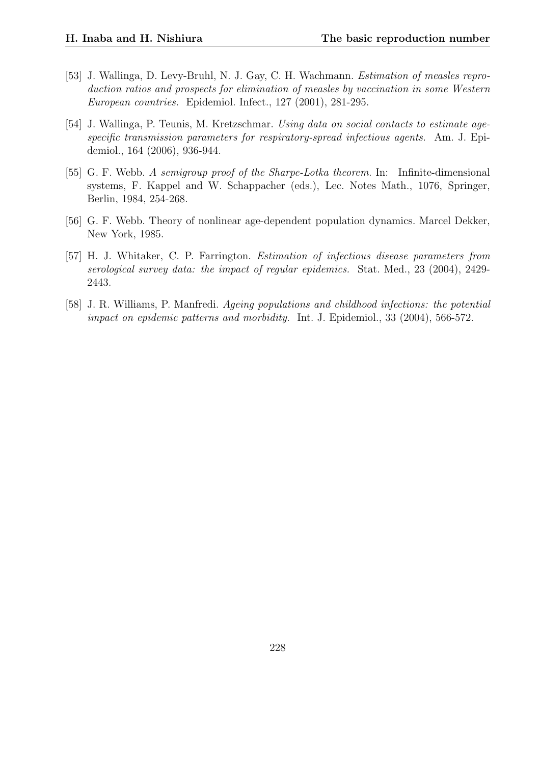[53] J. Wallinga, D. Levy-Bruhl, N. J. Gay, C. H. Wachmann. *Estimation of measles reproduction ratios and prospects for elimination of measles by vaccination in some Western European countries.* Epidemiol. Infect., 127 (2001), 281-295.

[54] J. Wallinga, P. Teunis, M. Kretzschmar. *Using data on social contacts to estimate age-specific transmission parameters for respiratory-spread infectious agents.* Am. J. Epidemiol., 164 (2006), 936-944.

[55] G. F. Webb. *A semigroup proof of the Sharpe-Lotka theorem.* In: Infinite-dimensional systems, F. Kappel and W. Schappacher (eds.), Lec. Notes Math., 1076, Springer, Berlin, 1984, 254-268.

[56] G. F. Webb. Theory of nonlinear age-dependent population dynamics. Marcel Dekker, New York, 1985.

[57] H. J. Whitaker, C. P. Farrington. *Estimation of infectious disease parameters from serological survey data: the impact of regular epidemics.* Stat. Med., 23 (2004), 2429-2443.

[58] J. R. Williams, P. Manfredi. *Ageing populations and childhood infections: the potential impact on epidemic patterns and morbidity.* Int. J. Epidemiol., 33 (2004), 566-572.